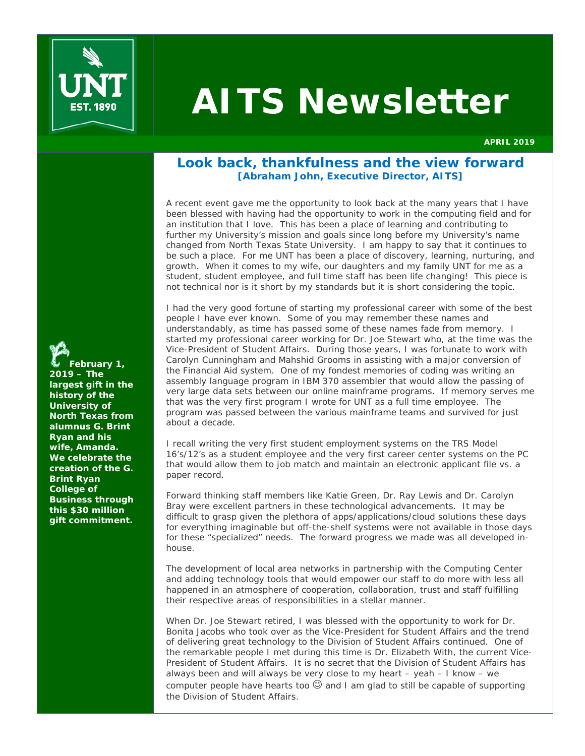# AITS Newsletter

**APRIL 2019**

## Look back, thankfulness and the view forward

**[Abraham John, Executive Director, AITS]**

A recent event gave me the opportunity to look back at the many years that I have been blessed with having had the opportunity to work in the computing field and for an institution that I love. This has been a place of learning and contributing to further my University's mission and goals since long before my University's name changed from North Texas State University. I am happy to say that it continues to be such a place. For me UNT has been a place of discovery, learning, nurturing, and growth. When it comes to my wife, our daughters and my family UNT for me as a student, student employee, and full time staff has been life changing! This piece is not technical nor is it short by my standards but it is short considering the topic.

I had the very good fortune of starting my professional career with some of the best people I have ever known. Some of you may remember these names and understandably, as time has passed some of these names fade from memory. I started my professional career working for Dr. Joe Stewart who, at the time was the Vice-President of Student Affairs. During those years, I was fortunate to work with Carolyn Cunningham and Mahshid Grooms in assisting with a major conversion of the Financial Aid system. One of my fondest memories of coding was writing an assembly language program in IBM 370 assembler that would allow the passing of very large data sets between our online mainframe programs. If memory serves me that was the very first program I wrote for UNT as a full time employee. The program was passed between the various mainframe teams and survived for just about a decade.

I recall writing the very first student employment systems on the TRS Model 16's/12's as a student employee and the very first career center systems on the PC that would allow them to job match and maintain an electronic applicant file vs. a paper record.

Forward thinking staff members like Katie Green, Dr. Ray Lewis and Dr. Carolyn Bray were excellent partners in these technological advancements. It may be difficult to grasp given the plethora of apps/applications/cloud solutions these days for everything imaginable but off-the-shelf systems were not available in those days for these "specialized" needs. The forward progress we made was all developed in-house.

The development of local area networks in partnership with the Computing Center and adding technology tools that would empower our staff to do more with less all happened in an atmosphere of cooperation, collaboration, trust and staff fulfilling their respective areas of responsibilities in a stellar manner.

When Dr. Joe Stewart retired, I was blessed with the opportunity to work for Dr. Bonita Jacobs who took over as the Vice-President for Student Affairs and the trend of delivering great technology to the Division of Student Affairs continued. One of the remarkable people I met during this time is Dr. Elizabeth With, the current Vice-President of Student Affairs. It is no secret that the Division of Student Affairs has always been and will always be very close to my heart – yeah – I know – we computer people have hearts too ☺ and I am glad to still be capable of supporting the Division of Student Affairs.

**February 1, 2019 – The largest gift in the history of the University of North Texas from alumnus G. Brint Ryan and his wife, Amanda. We celebrate the creation of the G. Brint Ryan College of Business through this $30 million gift commitment.**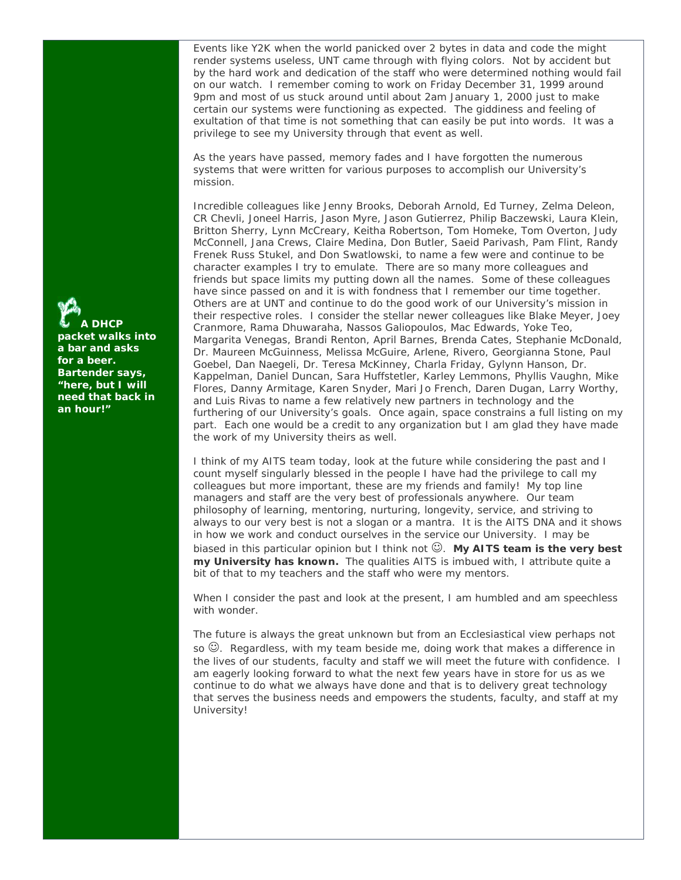Events like Y2K when the world panicked over 2 bytes in data and code the might render systems useless, UNT came through with flying colors. Not by accident but by the hard work and dedication of the staff who were determined nothing would fail on our watch. I remember coming to work on Friday December 31, 1999 around 9pm and most of us stuck around until about 2am January 1, 2000 just to make certain our systems were functioning as expected. The giddiness and feeling of exultation of that time is not something that can easily be put into words. It was a privilege to see my University through that event as well.

As the years have passed, memory fades and I have forgotten the numerous systems that were written for various purposes to accomplish our University's mission.

Incredible colleagues like Jenny Brooks, Deborah Arnold, Ed Turney, Zelma Deleon, CR Chevli, Joneel Harris, Jason Myre, Jason Gutierrez, Philip Baczewski, Laura Klein, Britton Sherry, Lynn McCreary, Keitha Robertson, Tom Homeke, Tom Overton, Judy McConnell, Jana Crews, Claire Medina, Don Butler, Saeid Parivash, Pam Flint, Randy Frenek Russ Stukel, and Don Swatlowski, to name a few were and continue to be character examples I try to emulate. There are so many more colleagues and friends but space limits my putting down all the names. Some of these colleagues have since passed on and it is with fondness that I remember our time together. Others are at UNT and continue to do the good work of our University's mission in their respective roles. I consider the stellar newer colleagues like Blake Meyer, Joey Cranmore, Rama Dhuwaraha, Nassos Galiopoulos, Mac Edwards, Yoke Teo, Margarita Venegas, Brandi Renton, April Barnes, Brenda Cates, Stephanie McDonald, Dr. Maureen McGuinness, Melissa McGuire, Arlene, Rivero, Georgianna Stone, Paul Goebel, Dan Naegeli, Dr. Teresa McKinney, Charla Friday, Gylynn Hanson, Dr. Kappelman, Daniel Duncan, Sara Huffstetler, Karley Lemmons, Phyllis Vaughn, Mike Flores, Danny Armitage, Karen Snyder, Mari Jo French, Daren Dugan, Larry Worthy, and Luis Rivas to name a few relatively new partners in technology and the furthering of our University's goals. Once again, space constrains a full listing on my part. Each one would be a credit to any organization but I am glad they have made the work of my University theirs as well.

**A DHCP packet walks into a bar and asks for a beer. Bartender says, "here, but I will need that back in an hour!"**

I think of my AITS team today, look at the future while considering the past and I count myself singularly blessed in the people I have had the privilege to call my colleagues but more important, these are my friends and family! My top line managers and staff are the very best of professionals anywhere. Our team philosophy of learning, mentoring, nurturing, longevity, service, and striving to always to our very best is not a slogan or a mantra. It is the AITS DNA and it shows in how we work and conduct ourselves in the service our University. I may be biased in this particular opinion but I think not ☺. **My AITS team is the very best my University has known.** The qualities AITS is imbued with, I attribute quite a bit of that to my teachers and the staff who were my mentors.

When I consider the past and look at the present, I am humbled and am speechless with wonder.

The future is always the great unknown but from an Ecclesiastical view perhaps not so ☺. Regardless, with my team beside me, doing work that makes a difference in the lives of our students, faculty and staff we will meet the future with confidence. I am eagerly looking forward to what the next few years have in store for us as we continue to do what we always have done and that is to delivery great technology that serves the business needs and empowers the students, faculty, and staff at my University!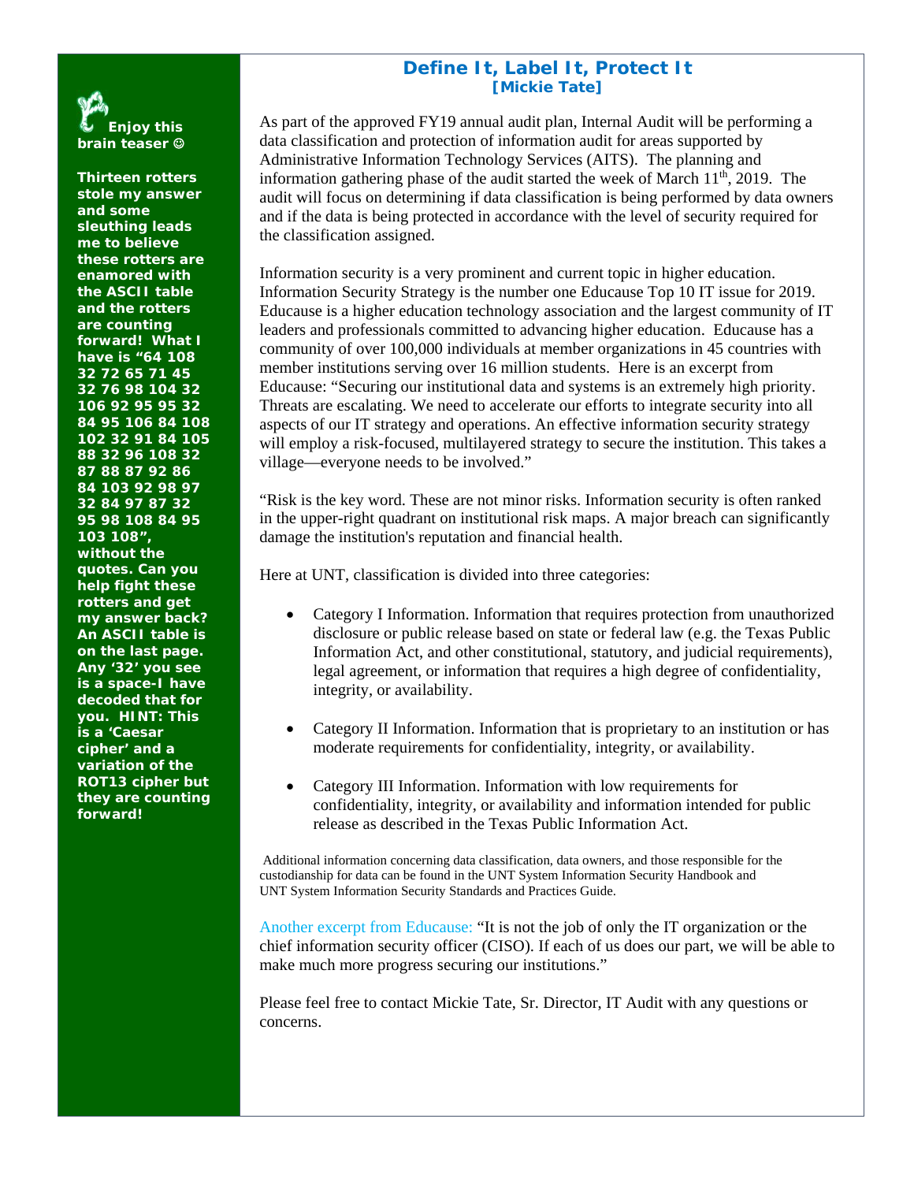**Enjoy this brain teaser ☺**

**Thirteen rotters stole my answer and some sleuthing leads me to believe these rotters are enamored with the ASCII table and the rotters are counting forward! What I have is "64 108 32 72 65 71 45 32 76 98 104 32 106 92 95 95 32 84 95 106 84 108 102 32 91 84 105 88 32 96 108 32 87 88 87 92 86 84 103 92 98 97 32 84 97 87 32 95 98 108 84 95 103 108", without the quotes. Can you help fight these rotters and get my answer back? An ASCII table is on the last page. Any '32' you see is a space-I have decoded that for you. HINT: This is a 'Caesar cipher' and a variation of the ROT13 cipher but they are counting forward!**

## Define It, Label It, Protect It

### [Mickie Tate]

As part of the approved FY19 annual audit plan, Internal Audit will be performing a data classification and protection of information audit for areas supported by Administrative Information Technology Services (AITS). The planning and information gathering phase of the audit started the week of March 11th, 2019. The audit will focus on determining if data classification is being performed by data owners and if the data is being protected in accordance with the level of security required for the classification assigned.

Information security is a very prominent and current topic in higher education. Information Security Strategy is the number one Educause Top 10 IT issue for 2019. Educause is a higher education technology association and the largest community of IT leaders and professionals committed to advancing higher education. Educause has a community of over 100,000 individuals at member organizations in 45 countries with member institutions serving over 16 million students. Here is an excerpt from Educause: "Securing our institutional data and systems is an extremely high priority. Threats are escalating. We need to accelerate our efforts to integrate security into all aspects of our IT strategy and operations. An effective information security strategy will employ a risk-focused, multilayered strategy to secure the institution. This takes a village—everyone needs to be involved."

"Risk is the key word. These are not minor risks. Information security is often ranked in the upper-right quadrant on institutional risk maps. A major breach can significantly damage the institution's reputation and financial health.

Here at UNT, classification is divided into three categories:

- Category I Information. Information that requires protection from unauthorized disclosure or public release based on state or federal law (e.g. the Texas Public Information Act, and other constitutional, statutory, and judicial requirements), legal agreement, or information that requires a high degree of confidentiality, integrity, or availability.

- Category II Information. Information that is proprietary to an institution or has moderate requirements for confidentiality, integrity, or availability.

- Category III Information. Information with low requirements for confidentiality, integrity, or availability and information intended for public release as described in the Texas Public Information Act.

Additional information concerning data classification, data owners, and those responsible for the custodianship for data can be found in the UNT System Information Security Handbook and UNT System Information Security Standards and Practices Guide.

Another excerpt from Educause: "It is not the job of only the IT organization or the chief information security officer (CISO). If each of us does our part, we will be able to make much more progress securing our institutions."

Please feel free to contact Mickie Tate, Sr. Director, IT Audit with any questions or concerns.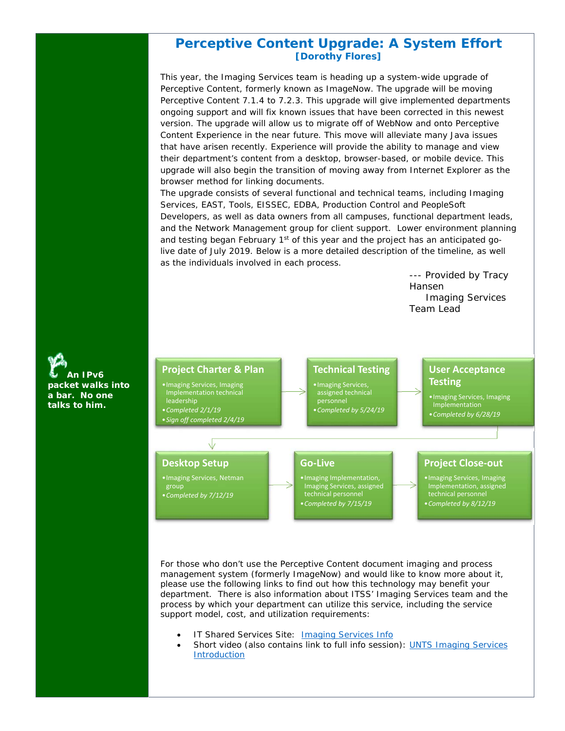# Perceptive Content Upgrade: A System Effort

**[Dorothy Flores]**

This year, the Imaging Services team is heading up a system-wide upgrade of Perceptive Content, formerly known as ImageNow. The upgrade will be moving Perceptive Content 7.1.4 to 7.2.3. This upgrade will give implemented departments ongoing support and will fix known issues that have been corrected in this newest version. The upgrade will allow us to migrate off of WebNow and onto Perceptive Content Experience in the near future. This move will alleviate many Java issues that have arisen recently. Experience will provide the ability to manage and view their department's content from a desktop, browser-based, or mobile device. This upgrade will also begin the transition of moving away from Internet Explorer as the browser method for linking documents.

The upgrade consists of several functional and technical teams, including Imaging Services, EAST, Tools, EISSEC, EDBA, Production Control and PeopleSoft Developers, as well as data owners from all campuses, functional department leads, and the Network Management group for client support. Lower environment planning and testing began February 1st of this year and the project has an anticipated go-live date of July 2019. Below is a more detailed description of the timeline, as well as the individuals involved in each process.

--- Provided by Tracy Hansen
Imaging Services Team Lead

**An IPv6 packet walks into a bar. No one talks to him.**

**Project Charter & Plan**
- Imaging Services, Imaging Implementation technical leadership
- *Completed 2/1/19*
- *Sign off completed 2/4/19*

→ **Technical Testing**
- Imaging Services, assigned technical personnel
- *Completed by 5/24/19*

→ **User Acceptance Testing**
- Imaging Services, Imaging Implementation
- *Completed by 6/28/19*

→ **Desktop Setup**
- Imaging Services, Netman group
- *Completed by 7/12/19*

→ **Go-Live**
- Imaging Implementation, Imaging Services, assigned technical personnel
- *Completed by 7/15/19*

→ **Project Close-out**
- Imaging Services, Imaging Implementation, assigned technical personnel
- *Completed by 8/12/19*

For those who don't use the Perceptive Content document imaging and process management system (formerly ImageNow) and would like to know more about it, please use the following links to find out how this technology may benefit your department. There is also information about ITSS' Imaging Services team and the process by which your department can utilize this service, including the service support model, cost, and utilization requirements:

- IT Shared Services Site: Imaging Services Info
- Short video (also contains link to full info session): UNTS Imaging Services Introduction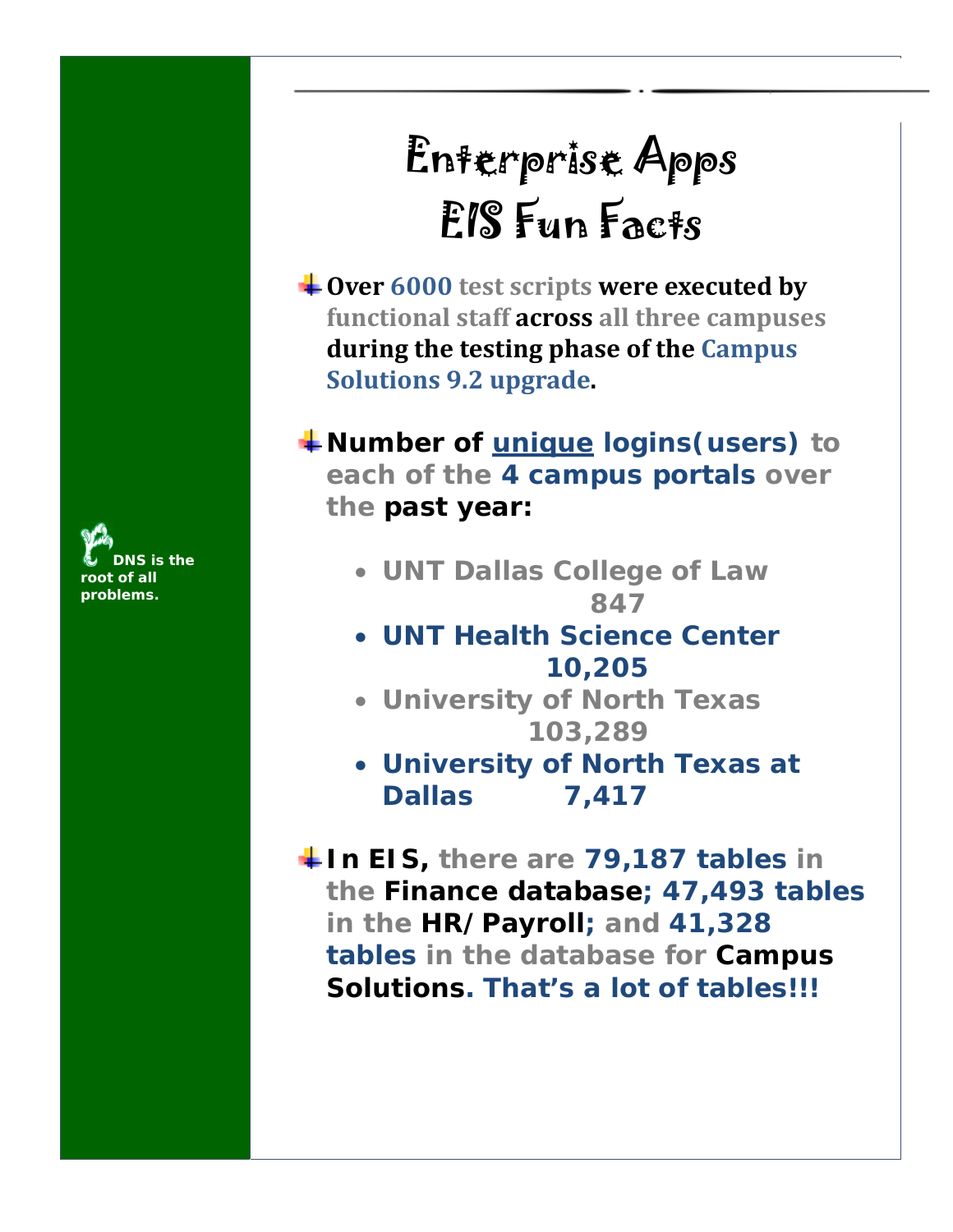# Enterprise Apps
# EIS Fun Facts

DNS is the root of all problems.

- **Over 6000 test scripts were executed by functional staff across all three campuses during the testing phase of the Campus Solutions 9.2 upgrade.**

- **Number of unique logins(users) to each of the 4 campus portals over the past year:**
  - **UNT Dallas College of Law 847**
  - **UNT Health Science Center 10,205**
  - **University of North Texas 103,289**
  - **University of North Texas at Dallas 7,417**

- **In EIS, there are 79,187 tables in the Finance database; 47,493 tables in the HR/Payroll; and 41,328 tables in the database for Campus Solutions. That's a lot of tables!!!**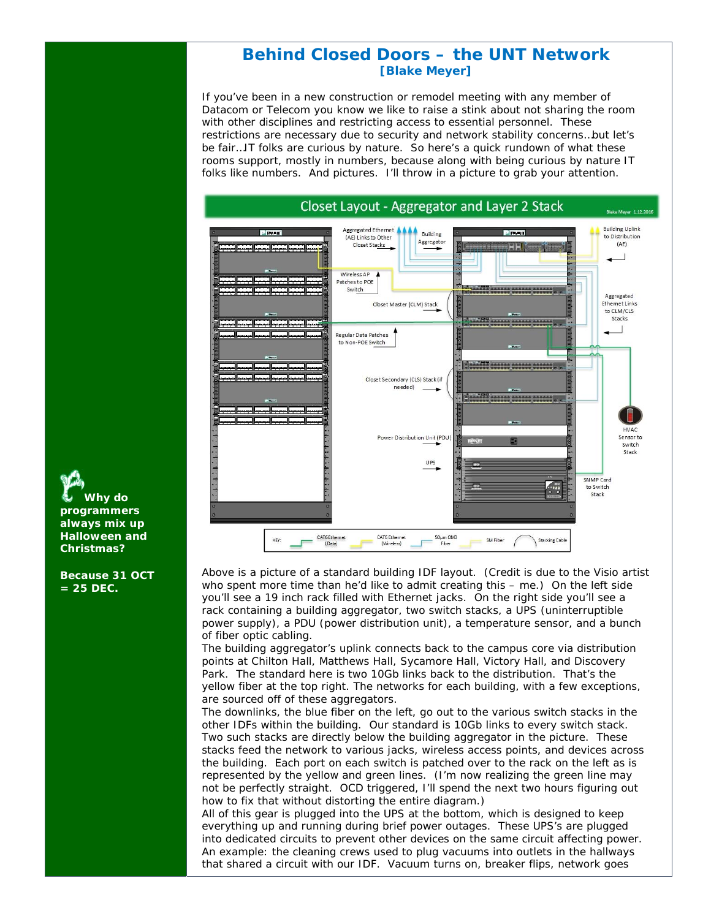# Behind Closed Doors – the UNT Network

**[Blake Meyer]**

If you've been in a new construction or remodel meeting with any member of Datacom or Telecom you know we like to raise a stink about not sharing the room with other disciplines and restricting access to essential personnel. These restrictions are necessary due to security and network stability concerns…but let's be fair…IT folks are curious by nature. So here's a quick rundown of what these rooms support, mostly in numbers, because along with being curious by nature IT folks like numbers. And pictures. I'll throw in a picture to grab your attention.

Closet Layout - Aggregator and Layer 2 Stack

Above is a picture of a standard building IDF layout. (Credit is due to the Visio artist who spent more time than he'd like to admit creating this – me.) On the left side you'll see a 19 inch rack filled with Ethernet jacks. On the right side you'll see a rack containing a building aggregator, two switch stacks, a UPS (uninterruptible power supply), a PDU (power distribution unit), a temperature sensor, and a bunch of fiber optic cabling.

The building aggregator's uplink connects back to the campus core via distribution points at Chilton Hall, Matthews Hall, Sycamore Hall, Victory Hall, and Discovery Park. The standard here is two 10Gb links back to the distribution. That's the yellow fiber at the top right. The networks for each building, with a few exceptions, are sourced off of these aggregators.

The downlinks, the blue fiber on the left, go out to the various switch stacks in the other IDFs within the building. Our standard is 10Gb links to every switch stack. Two such stacks are directly below the building aggregator in the picture. These stacks feed the network to various jacks, wireless access points, and devices across the building. Each port on each switch is patched over to the rack on the left as is represented by the yellow and green lines. (I'm now realizing the green line may not be perfectly straight. OCD triggered, I'll spend the next two hours figuring out how to fix that without distorting the entire diagram.)

All of this gear is plugged into the UPS at the bottom, which is designed to keep everything up and running during brief power outages. These UPS's are plugged into dedicated circuits to prevent other devices on the same circuit affecting power. An example: the cleaning crews used to plug vacuums into outlets in the hallways that shared a circuit with our IDF. Vacuum turns on, breaker flips, network goes

**Why do programmers always mix up Halloween and Christmas?**

**Because 31 OCT = 25 DEC.**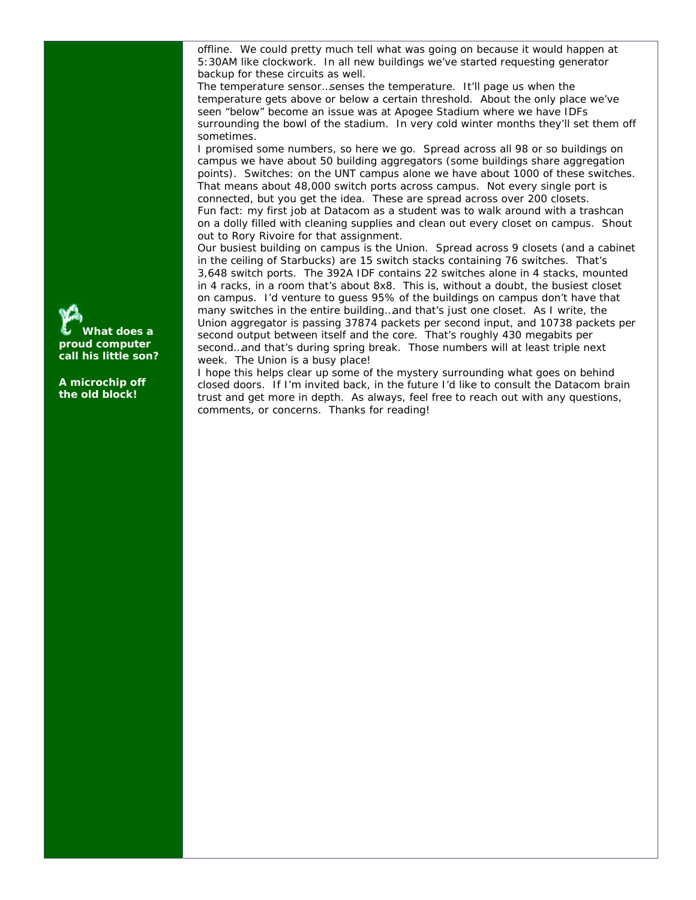offline. We could pretty much tell what was going on because it would happen at 5:30AM like clockwork. In all new buildings we've started requesting generator backup for these circuits as well.

The temperature sensor…senses the temperature. It'll page us when the temperature gets above or below a certain threshold. About the only place we've seen "below" become an issue was at Apogee Stadium where we have IDFs surrounding the bowl of the stadium. In very cold winter months they'll set them off sometimes.

I promised some numbers, so here we go. Spread across all 98 or so buildings on campus we have about 50 building aggregators (some buildings share aggregation points). Switches: on the UNT campus alone we have about 1000 of these switches. That means about 48,000 switch ports across campus. Not every single port is connected, but you get the idea. These are spread across over 200 closets.

Fun fact: my first job at Datacom as a student was to walk around with a trashcan on a dolly filled with cleaning supplies and clean out every closet on campus. Shout out to Rory Rivoire for that assignment.

Our busiest building on campus is the Union. Spread across 9 closets (and a cabinet in the ceiling of Starbucks) are 15 switch stacks containing 76 switches. That's 3,648 switch ports. The 392A IDF contains 22 switches alone in 4 stacks, mounted in 4 racks, in a room that's about 8x8. This is, without a doubt, the busiest closet on campus. I'd venture to guess 95% of the buildings on campus don't have that many switches in the entire building…and that's just one closet. As I write, the Union aggregator is passing 37874 packets per second input, and 10738 packets per second output between itself and the core. That's roughly 430 megabits per second…and that's during spring break. Those numbers will at least triple next week. The Union is a busy place!

I hope this helps clear up some of the mystery surrounding what goes on behind closed doors. If I'm invited back, in the future I'd like to consult the Datacom brain trust and get more in depth. As always, feel free to reach out with any questions, comments, or concerns. Thanks for reading!

**What does a proud computer call his little son?**

**A microchip off the old block!**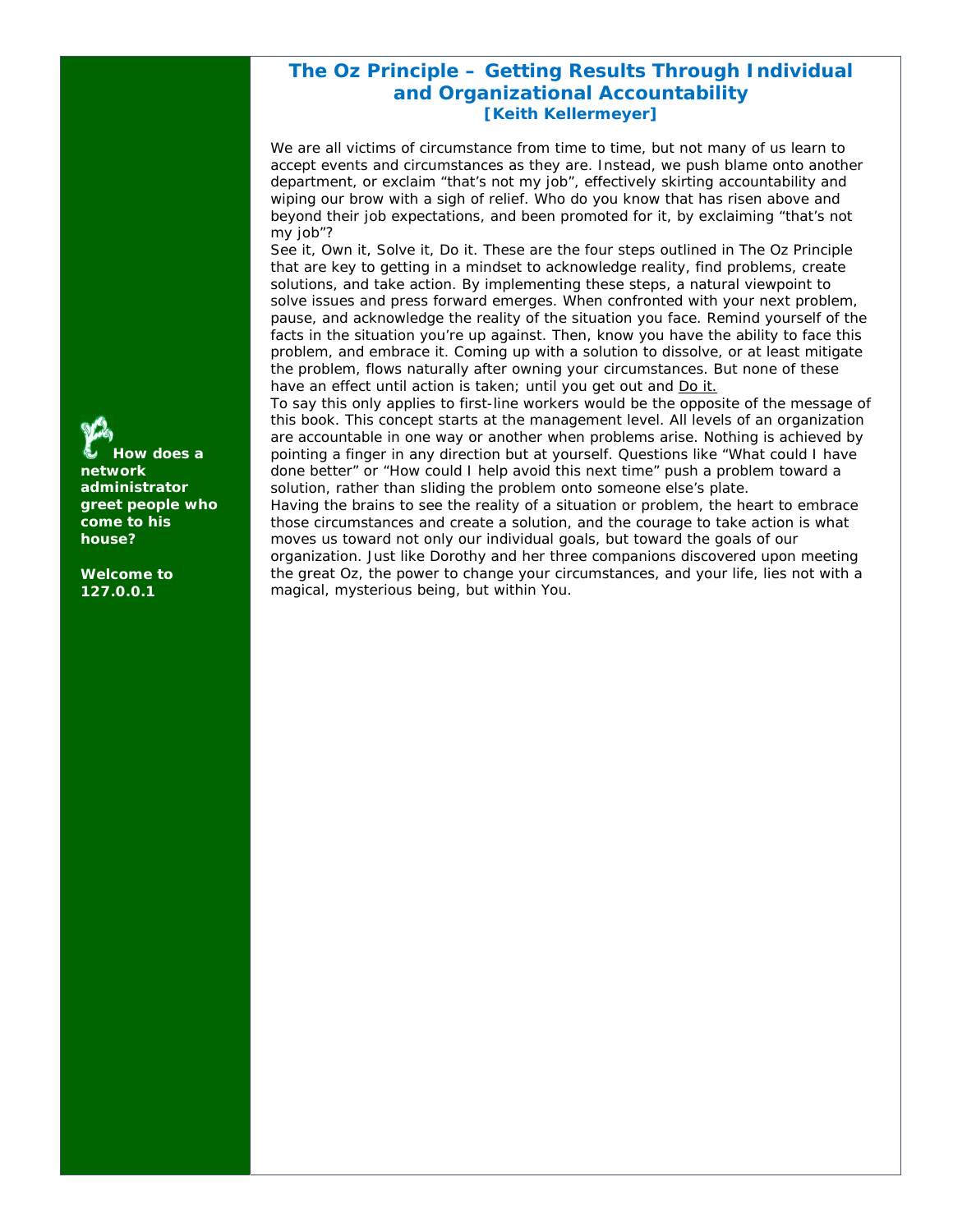## The Oz Principle – Getting Results Through Individual and Organizational Accountability

**[Keith Kellermeyer]**

We are all victims of circumstance from time to time, but not many of us learn to accept events and circumstances as they are. Instead, we push blame onto another department, or exclaim "that's not my job", effectively skirting accountability and wiping our brow with a sigh of relief. Who do you know that has risen above and beyond their job expectations, and been promoted for it, by exclaiming "that's not my job"?

See it, Own it, Solve it, Do it. These are the four steps outlined in The Oz Principle that are key to getting in a mindset to acknowledge reality, find problems, create solutions, and take action. By implementing these steps, a natural viewpoint to solve issues and press forward emerges. When confronted with your next problem, pause, and acknowledge the reality of the situation you face. Remind yourself of the facts in the situation you're up against. Then, know you have the ability to face this problem, and embrace it. Coming up with a solution to dissolve, or at least mitigate the problem, flows naturally after owning your circumstances. But none of these have an effect until action is taken; until you get out and Do it.

To say this only applies to first-line workers would be the opposite of the message of this book. This concept starts at the management level. All levels of an organization are accountable in one way or another when problems arise. Nothing is achieved by pointing a finger in any direction but at yourself. Questions like "What could I have done better" or "How could I help avoid this next time" push a problem toward a solution, rather than sliding the problem onto someone else's plate.

Having the brains to see the reality of a situation or problem, the heart to embrace those circumstances and create a solution, and the courage to take action is what moves us toward not only our individual goals, but toward the goals of our organization. Just like Dorothy and her three companions discovered upon meeting the great Oz, the power to change your circumstances, and your life, lies not with a magical, mysterious being, but within You.

**How does a network administrator greet people who come to his house?**

**Welcome to 127.0.0.1**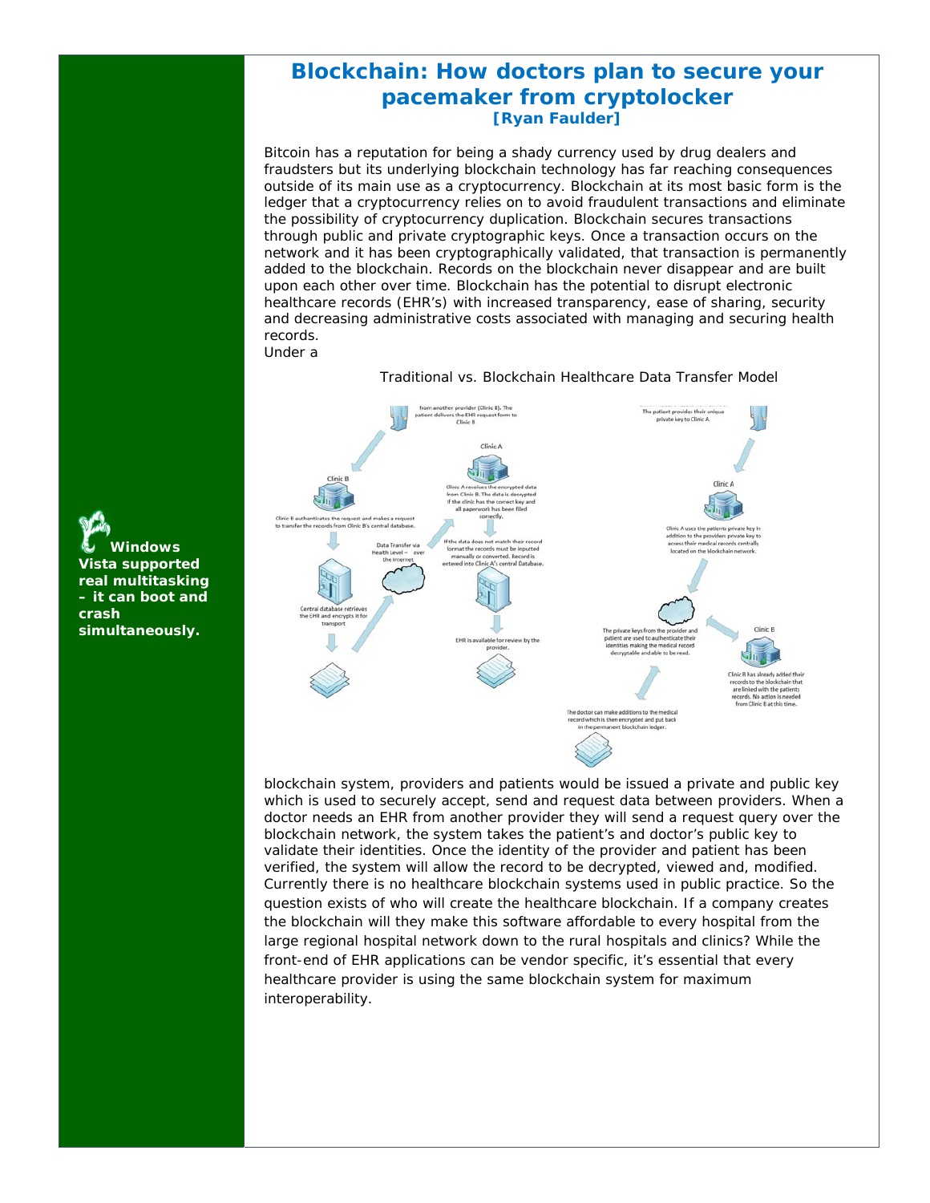# Blockchain: How doctors plan to secure your pacemaker from cryptolocker

**[Ryan Faulder]**

Bitcoin has a reputation for being a shady currency used by drug dealers and fraudsters but its underlying blockchain technology has far reaching consequences outside of its main use as a cryptocurrency. Blockchain at its most basic form is the ledger that a cryptocurrency relies on to avoid fraudulent transactions and eliminate the possibility of cryptocurrency duplication. Blockchain secures transactions through public and private cryptographic keys. Once a transaction occurs on the network and it has been cryptographically validated, that transaction is permanently added to the blockchain. Records on the blockchain never disappear and are built upon each other over time. Blockchain has the potential to disrupt electronic healthcare records (EHR's) with increased transparency, ease of sharing, security and decreasing administrative costs associated with managing and securing health records.

Under a

Traditional vs. Blockchain Healthcare Data Transfer Model

blockchain system, providers and patients would be issued a private and public key which is used to securely accept, send and request data between providers. When a doctor needs an EHR from another provider they will send a request query over the blockchain network, the system takes the patient's and doctor's public key to validate their identities. Once the identity of the provider and patient has been verified, the system will allow the record to be decrypted, viewed and, modified. Currently there is no healthcare blockchain systems used in public practice. So the question exists of who will create the healthcare blockchain. If a company creates the blockchain will they make this software affordable to every hospital from the large regional hospital network down to the rural hospitals and clinics? While the front-end of EHR applications can be vendor specific, it's essential that every healthcare provider is using the same blockchain system for maximum interoperability.

**Windows Vista supported real multitasking – it can boot and crash simultaneously.**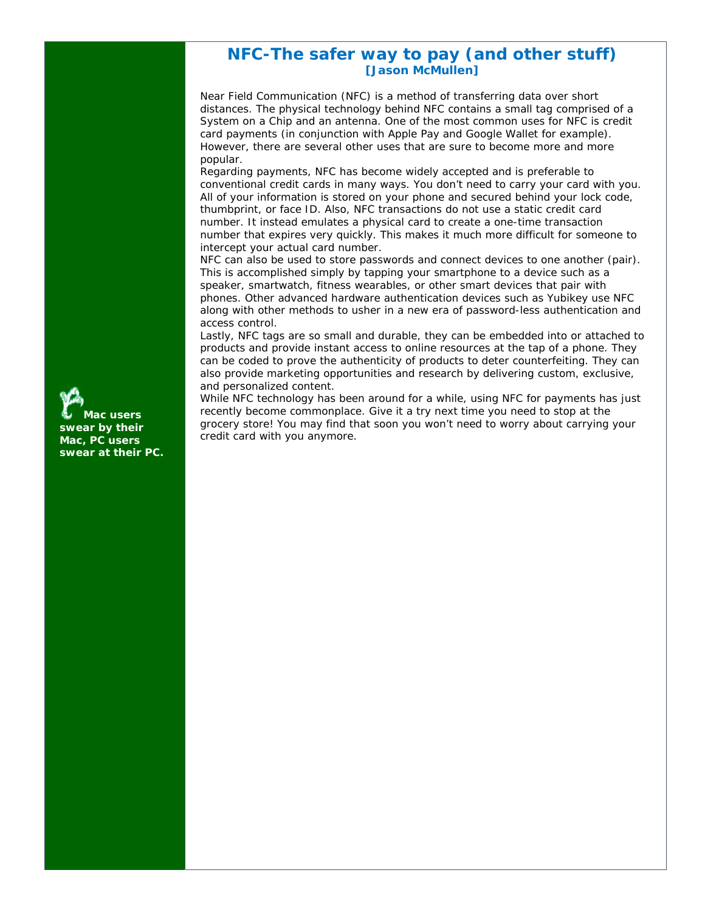# NFC-The safer way to pay (and other stuff)

**[Jason McMullen]**

Near Field Communication (NFC) is a method of transferring data over short distances. The physical technology behind NFC contains a small tag comprised of a System on a Chip and an antenna. One of the most common uses for NFC is credit card payments (in conjunction with Apple Pay and Google Wallet for example). However, there are several other uses that are sure to become more and more popular.

Regarding payments, NFC has become widely accepted and is preferable to conventional credit cards in many ways. You don't need to carry your card with you. All of your information is stored on your phone and secured behind your lock code, thumbprint, or face ID. Also, NFC transactions do not use a static credit card number. It instead emulates a physical card to create a one-time transaction number that expires very quickly. This makes it much more difficult for someone to intercept your actual card number.

NFC can also be used to store passwords and connect devices to one another (pair). This is accomplished simply by tapping your smartphone to a device such as a speaker, smartwatch, fitness wearables, or other smart devices that pair with phones. Other advanced hardware authentication devices such as Yubikey use NFC along with other methods to usher in a new era of password-less authentication and access control.

Lastly, NFC tags are so small and durable, they can be embedded into or attached to products and provide instant access to online resources at the tap of a phone. They can be coded to prove the authenticity of products to deter counterfeiting. They can also provide marketing opportunities and research by delivering custom, exclusive, and personalized content.

While NFC technology has been around for a while, using NFC for payments has just recently become commonplace. Give it a try next time you need to stop at the grocery store! You may find that soon you won't need to worry about carrying your credit card with you anymore.

**Mac users swear by their Mac, PC users swear at their PC.**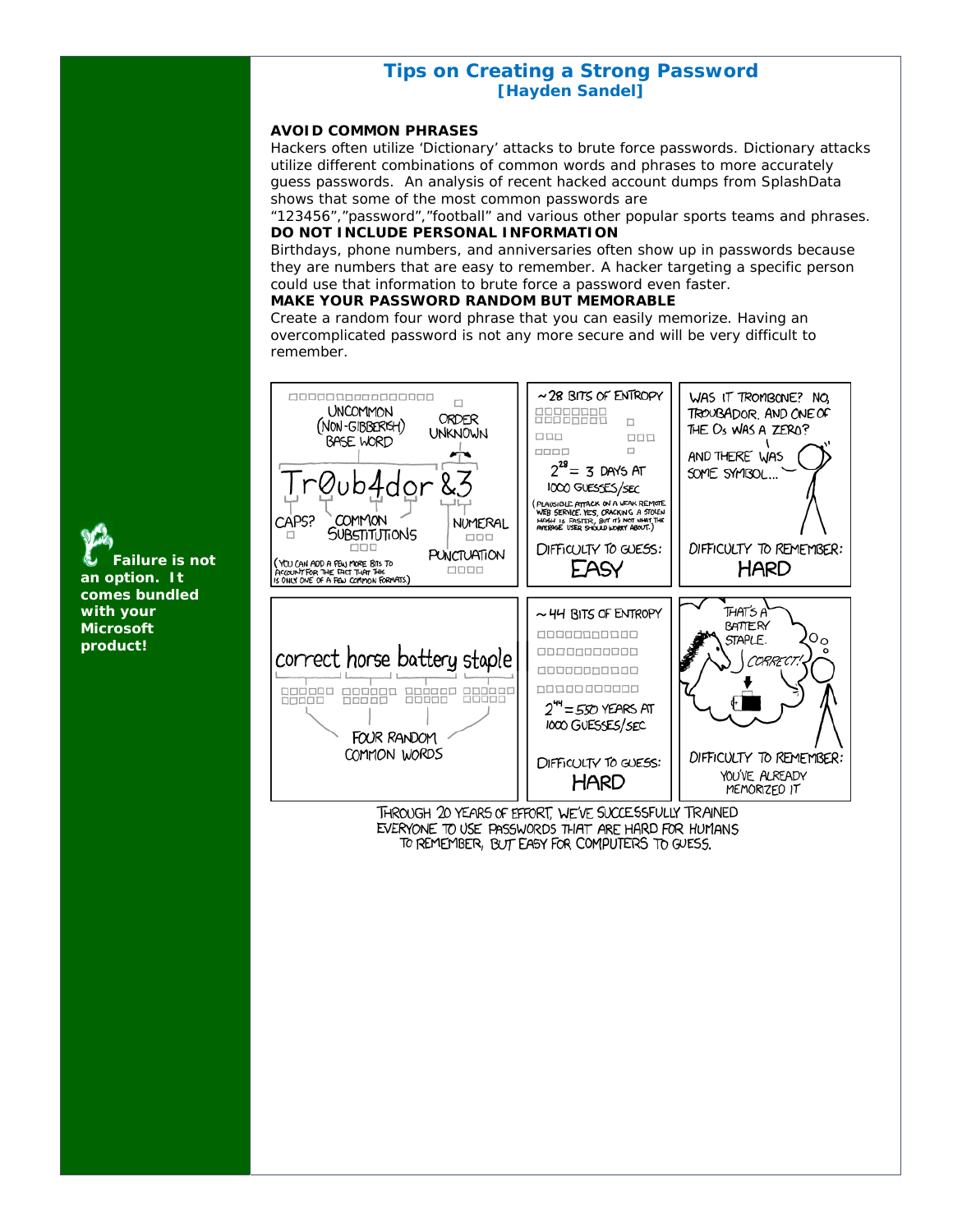## Tips on Creating a Strong Password

**[Hayden Sandel]**

**AVOID COMMON PHRASES**

Hackers often utilize 'Dictionary' attacks to brute force passwords. Dictionary attacks utilize different combinations of common words and phrases to more accurately guess passwords. An analysis of recent hacked account dumps from SplashData shows that some of the most common passwords are "123456","password","football" and various other popular sports teams and phrases.

**DO NOT INCLUDE PERSONAL INFORMATION**

Birthdays, phone numbers, and anniversaries often show up in passwords because they are numbers that are easy to remember. A hacker targeting a specific person could use that information to brute force a password even faster.

**MAKE YOUR PASSWORD RANDOM BUT MEMORABLE**

Create a random four word phrase that you can easily memorize. Having an overcomplicated password is not any more secure and will be very difficult to remember.

**Failure is not an option. It comes bundled with your Microsoft product!**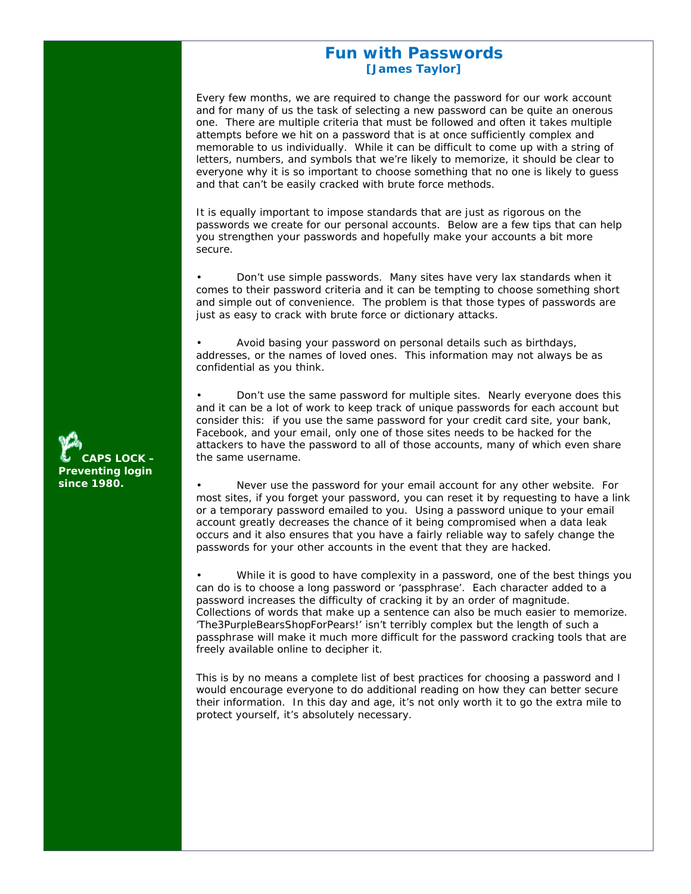# Fun with Passwords

**[James Taylor]**

Every few months, we are required to change the password for our work account and for many of us the task of selecting a new password can be quite an onerous one. There are multiple criteria that must be followed and often it takes multiple attempts before we hit on a password that is at once sufficiently complex and memorable to us individually. While it can be difficult to come up with a string of letters, numbers, and symbols that we're likely to memorize, it should be clear to everyone why it is so important to choose something that no one is likely to guess and that can't be easily cracked with brute force methods.

It is equally important to impose standards that are just as rigorous on the passwords we create for our personal accounts. Below are a few tips that can help you strengthen your passwords and hopefully make your accounts a bit more secure.

- Don't use simple passwords. Many sites have very lax standards when it comes to their password criteria and it can be tempting to choose something short and simple out of convenience. The problem is that those types of passwords are just as easy to crack with brute force or dictionary attacks.

- Avoid basing your password on personal details such as birthdays, addresses, or the names of loved ones. This information may not always be as confidential as you think.

- Don't use the same password for multiple sites. Nearly everyone does this and it can be a lot of work to keep track of unique passwords for each account but consider this: if you use the same password for your credit card site, your bank, Facebook, and your email, only one of those sites needs to be hacked for the attackers to have the password to all of those accounts, many of which even share the same username.

- Never use the password for your email account for any other website. For most sites, if you forget your password, you can reset it by requesting to have a link or a temporary password emailed to you. Using a password unique to your email account greatly decreases the chance of it being compromised when a data leak occurs and it also ensures that you have a fairly reliable way to safely change the passwords for your other accounts in the event that they are hacked.

- While it is good to have complexity in a password, one of the best things you can do is to choose a long password or 'passphrase'. Each character added to a password increases the difficulty of cracking it by an order of magnitude. Collections of words that make up a sentence can also be much easier to memorize. 'The3PurpleBearsShopForPears!' isn't terribly complex but the length of such a passphrase will make it much more difficult for the password cracking tools that are freely available online to decipher it.

This is by no means a complete list of best practices for choosing a password and I would encourage everyone to do additional reading on how they can better secure their information. In this day and age, it's not only worth it to go the extra mile to protect yourself, it's absolutely necessary.

**CAPS LOCK – Preventing login since 1980.**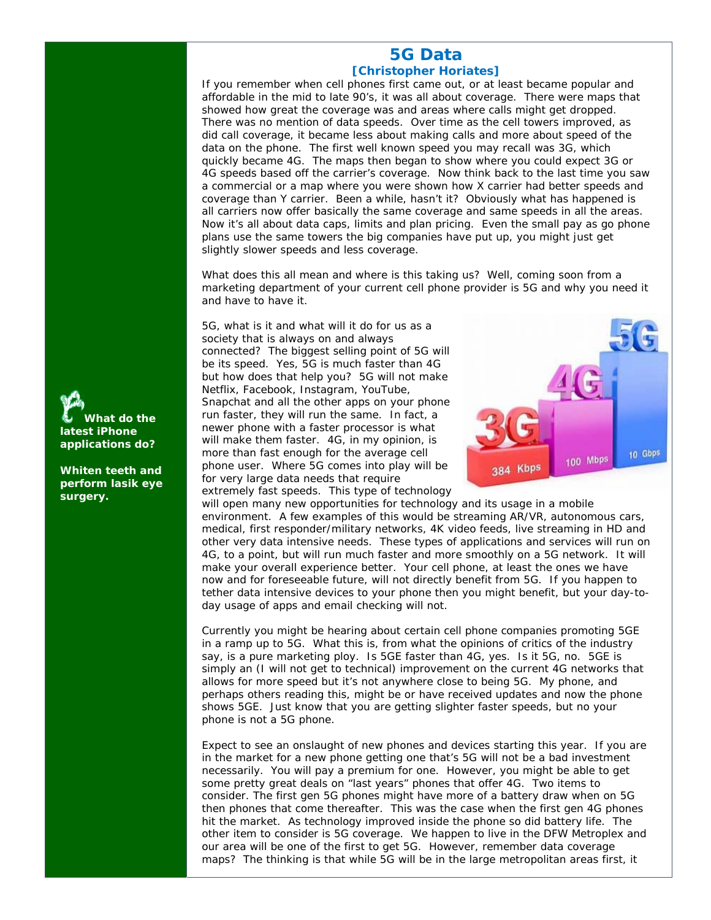# 5G Data

**[Christopher Horiates]**

If you remember when cell phones first came out, or at least became popular and affordable in the mid to late 90's, it was all about coverage. There were maps that showed how great the coverage was and areas where calls might get dropped. There was no mention of data speeds. Over time as the cell towers improved, as did call coverage, it became less about making calls and more about speed of the data on the phone. The first well known speed you may recall was 3G, which quickly became 4G. The maps then began to show where you could expect 3G or 4G speeds based off the carrier's coverage. Now think back to the last time you saw a commercial or a map where you were shown how X carrier had better speeds and coverage than Y carrier. Been a while, hasn't it? Obviously what has happened is all carriers now offer basically the same coverage and same speeds in all the areas. Now it's all about data caps, limits and plan pricing. Even the small pay as go phone plans use the same towers the big companies have put up, you might just get slightly slower speeds and less coverage.

What does this all mean and where is this taking us? Well, coming soon from a marketing department of your current cell phone provider is 5G and why you need it and have to have it.

5G, what is it and what will it do for us as a society that is always on and always connected? The biggest selling point of 5G will be its speed. Yes, 5G is much faster than 4G but how does that help you? 5G will not make Netflix, Facebook, Instagram, YouTube, Snapchat and all the other apps on your phone run faster, they will run the same. In fact, a newer phone with a faster processor is what will make them faster. 4G, in my opinion, is more than fast enough for the average cell phone user. Where 5G comes into play will be for very large data needs that require extremely fast speeds. This type of technology will open many new opportunities for technology and its usage in a mobile environment. A few examples of this would be streaming AR/VR, autonomous cars, medical, first responder/military networks, 4K video feeds, live streaming in HD and other very data intensive needs. These types of applications and services will run on 4G, to a point, but will run much faster and more smoothly on a 5G network. It will make your overall experience better. Your cell phone, at least the ones we have now and for foreseeable future, will not directly benefit from 5G. If you happen to tether data intensive devices to your phone then you might benefit, but your day-to-day usage of apps and email checking will not.

Currently you might be hearing about certain cell phone companies promoting 5GE in a ramp up to 5G. What this is, from what the opinions of critics of the industry say, is a pure marketing ploy. Is 5GE faster than 4G, yes. Is it 5G, no. 5GE is simply an (I will not get to technical) improvement on the current 4G networks that allows for more speed but it's not anywhere close to being 5G. My phone, and perhaps others reading this, might be or have received updates and now the phone shows 5GE. Just know that you are getting slighter faster speeds, but no your phone is not a 5G phone.

Expect to see an onslaught of new phones and devices starting this year. If you are in the market for a new phone getting one that's 5G will not be a bad investment necessarily. You will pay a premium for one. However, you might be able to get some pretty great deals on "last years" phones that offer 4G. Two items to consider. The first gen 5G phones might have more of a battery draw when on 5G then phones that come thereafter. This was the case when the first gen 4G phones hit the market. As technology improved inside the phone so did battery life. The other item to consider is 5G coverage. We happen to live in the DFW Metroplex and our area will be one of the first to get 5G. However, remember data coverage maps? The thinking is that while 5G will be in the large metropolitan areas first, it

**What do the latest iPhone applications do?**

**Whiten teeth and perform lasik eye surgery.**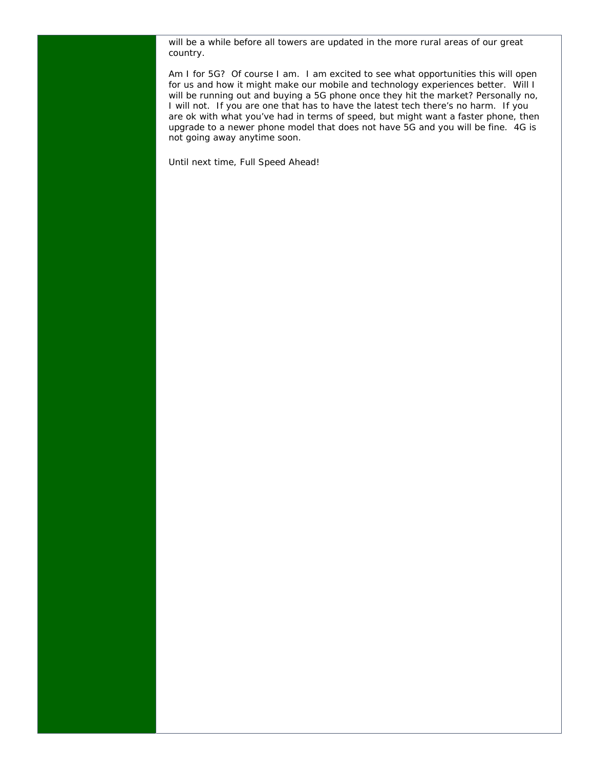will be a while before all towers are updated in the more rural areas of our great country.

Am I for 5G? Of course I am. I am excited to see what opportunities this will open for us and how it might make our mobile and technology experiences better. Will I will be running out and buying a 5G phone once they hit the market? Personally no, I will not. If you are one that has to have the latest tech there's no harm. If you are ok with what you've had in terms of speed, but might want a faster phone, then upgrade to a newer phone model that does not have 5G and you will be fine. 4G is not going away anytime soon.

Until next time, Full Speed Ahead!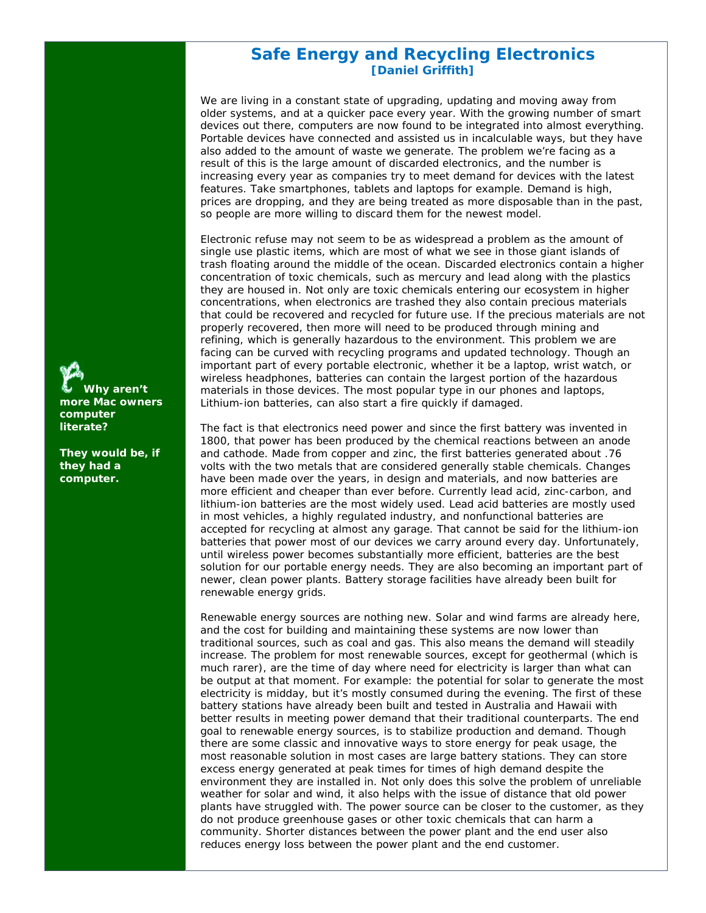# Safe Energy and Recycling Electronics

**[Daniel Griffith]**

We are living in a constant state of upgrading, updating and moving away from older systems, and at a quicker pace every year. With the growing number of smart devices out there, computers are now found to be integrated into almost everything. Portable devices have connected and assisted us in incalculable ways, but they have also added to the amount of waste we generate. The problem we're facing as a result of this is the large amount of discarded electronics, and the number is increasing every year as companies try to meet demand for devices with the latest features. Take smartphones, tablets and laptops for example. Demand is high, prices are dropping, and they are being treated as more disposable than in the past, so people are more willing to discard them for the newest model.

Electronic refuse may not seem to be as widespread a problem as the amount of single use plastic items, which are most of what we see in those giant islands of trash floating around the middle of the ocean. Discarded electronics contain a higher concentration of toxic chemicals, such as mercury and lead along with the plastics they are housed in. Not only are toxic chemicals entering our ecosystem in higher concentrations, when electronics are trashed they also contain precious materials that could be recovered and recycled for future use. If the precious materials are not properly recovered, then more will need to be produced through mining and refining, which is generally hazardous to the environment. This problem we are facing can be curved with recycling programs and updated technology. Though an important part of every portable electronic, whether it be a laptop, wrist watch, or wireless headphones, batteries can contain the largest portion of the hazardous materials in those devices. The most popular type in our phones and laptops, Lithium-ion batteries, can also start a fire quickly if damaged.

**Why aren't more Mac owners computer literate?**

**They would be, if they had a computer.**

The fact is that electronics need power and since the first battery was invented in 1800, that power has been produced by the chemical reactions between an anode and cathode. Made from copper and zinc, the first batteries generated about .76 volts with the two metals that are considered generally stable chemicals. Changes have been made over the years, in design and materials, and now batteries are more efficient and cheaper than ever before. Currently lead acid, zinc-carbon, and lithium-ion batteries are the most widely used. Lead acid batteries are mostly used in most vehicles, a highly regulated industry, and nonfunctional batteries are accepted for recycling at almost any garage. That cannot be said for the lithium-ion batteries that power most of our devices we carry around every day. Unfortunately, until wireless power becomes substantially more efficient, batteries are the best solution for our portable energy needs. They are also becoming an important part of newer, clean power plants. Battery storage facilities have already been built for renewable energy grids.

Renewable energy sources are nothing new. Solar and wind farms are already here, and the cost for building and maintaining these systems are now lower than traditional sources, such as coal and gas. This also means the demand will steadily increase. The problem for most renewable sources, except for geothermal (which is much rarer), are the time of day where need for electricity is larger than what can be output at that moment. For example: the potential for solar to generate the most electricity is midday, but it's mostly consumed during the evening. The first of these battery stations have already been built and tested in Australia and Hawaii with better results in meeting power demand that their traditional counterparts. The end goal to renewable energy sources, is to stabilize production and demand. Though there are some classic and innovative ways to store energy for peak usage, the most reasonable solution in most cases are large battery stations. They can store excess energy generated at peak times for times of high demand despite the environment they are installed in. Not only does this solve the problem of unreliable weather for solar and wind, it also helps with the issue of distance that old power plants have struggled with. The power source can be closer to the customer, as they do not produce greenhouse gases or other toxic chemicals that can harm a community. Shorter distances between the power plant and the end user also reduces energy loss between the power plant and the end customer.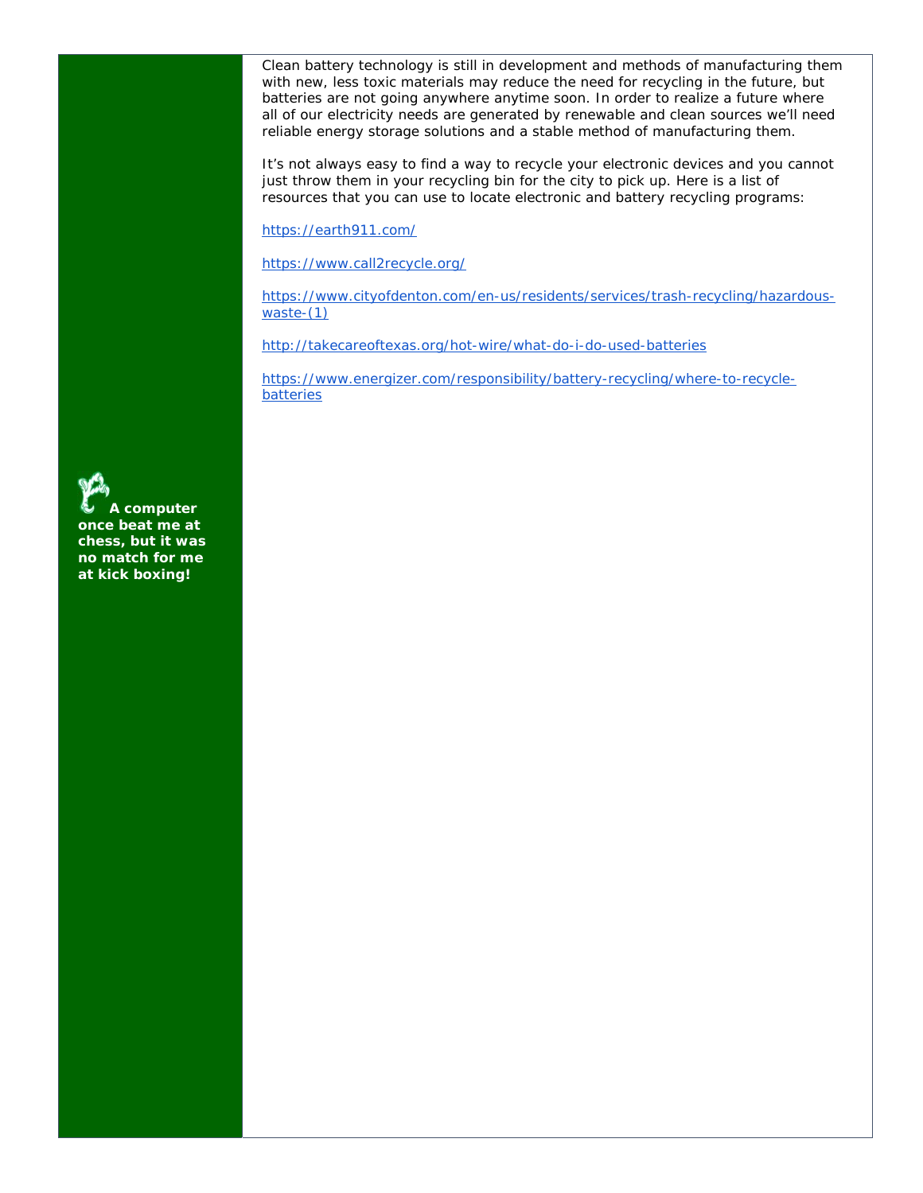Clean battery technology is still in development and methods of manufacturing them with new, less toxic materials may reduce the need for recycling in the future, but batteries are not going anywhere anytime soon. In order to realize a future where all of our electricity needs are generated by renewable and clean sources we'll need reliable energy storage solutions and a stable method of manufacturing them.

It's not always easy to find a way to recycle your electronic devices and you cannot just throw them in your recycling bin for the city to pick up. Here is a list of resources that you can use to locate electronic and battery recycling programs:

https://earth911.com/

https://www.call2recycle.org/

https://www.cityofdenton.com/en-us/residents/services/trash-recycling/hazardous-waste-(1)

http://takecareoftexas.org/hot-wire/what-do-i-do-used-batteries

https://www.energizer.com/responsibility/battery-recycling/where-to-recycle-batteries

**A computer once beat me at chess, but it was no match for me at kick boxing!**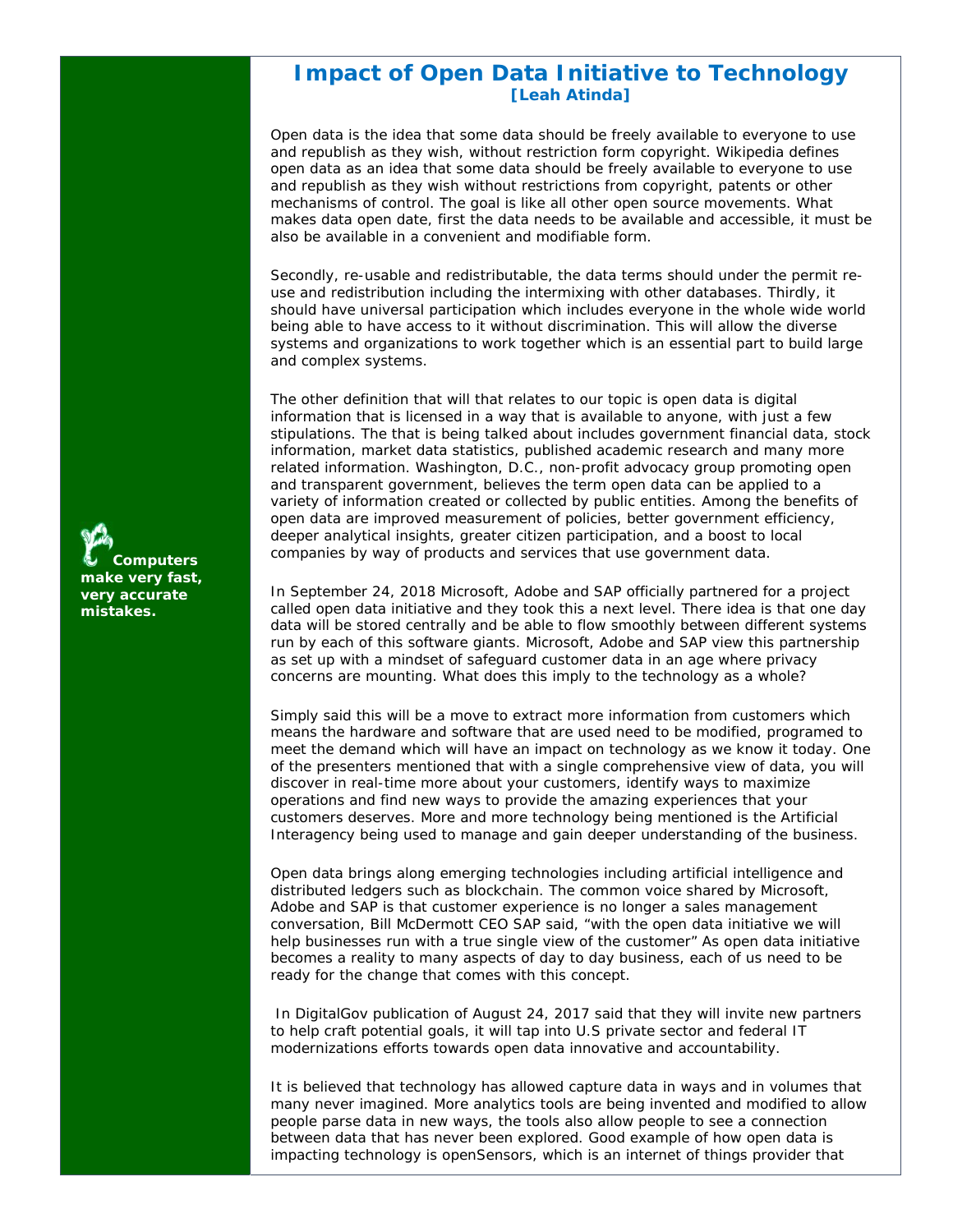# Impact of Open Data Initiative to Technology

**[Leah Atinda]**

Open data is the idea that some data should be freely available to everyone to use and republish as they wish, without restriction form copyright. Wikipedia defines open data as an idea that some data should be freely available to everyone to use and republish as they wish without restrictions from copyright, patents or other mechanisms of control. The goal is like all other open source movements. What makes data open date, first the data needs to be available and accessible, it must be also be available in a convenient and modifiable form.

Secondly, re-usable and redistributable, the data terms should under the permit re-use and redistribution including the intermixing with other databases. Thirdly, it should have universal participation which includes everyone in the whole wide world being able to have access to it without discrimination. This will allow the diverse systems and organizations to work together which is an essential part to build large and complex systems.

The other definition that will that relates to our topic is open data is digital information that is licensed in a way that is available to anyone, with just a few stipulations. The that is being talked about includes government financial data, stock information, market data statistics, published academic research and many more related information. Washington, D.C., non-profit advocacy group promoting open and transparent government, believes the term open data can be applied to a variety of information created or collected by public entities. Among the benefits of open data are improved measurement of policies, better government efficiency, deeper analytical insights, greater citizen participation, and a boost to local companies by way of products and services that use government data.

**Computers make very fast, very accurate mistakes.**

In September 24, 2018 Microsoft, Adobe and SAP officially partnered for a project called open data initiative and they took this a next level. There idea is that one day data will be stored centrally and be able to flow smoothly between different systems run by each of this software giants. Microsoft, Adobe and SAP view this partnership as set up with a mindset of safeguard customer data in an age where privacy concerns are mounting. What does this imply to the technology as a whole?

Simply said this will be a move to extract more information from customers which means the hardware and software that are used need to be modified, programed to meet the demand which will have an impact on technology as we know it today. One of the presenters mentioned that with a single comprehensive view of data, you will discover in real-time more about your customers, identify ways to maximize operations and find new ways to provide the amazing experiences that your customers deserves. More and more technology being mentioned is the Artificial Interagency being used to manage and gain deeper understanding of the business.

Open data brings along emerging technologies including artificial intelligence and distributed ledgers such as blockchain. The common voice shared by Microsoft, Adobe and SAP is that customer experience is no longer a sales management conversation, Bill McDermott CEO SAP said, "with the open data initiative we will help businesses run with a true single view of the customer" As open data initiative becomes a reality to many aspects of day to day business, each of us need to be ready for the change that comes with this concept.

In DigitalGov publication of August 24, 2017 said that they will invite new partners to help craft potential goals, it will tap into U.S private sector and federal IT modernizations efforts towards open data innovative and accountability.

It is believed that technology has allowed capture data in ways and in volumes that many never imagined. More analytics tools are being invented and modified to allow people parse data in new ways, the tools also allow people to see a connection between data that has never been explored. Good example of how open data is impacting technology is openSensors, which is an internet of things provider that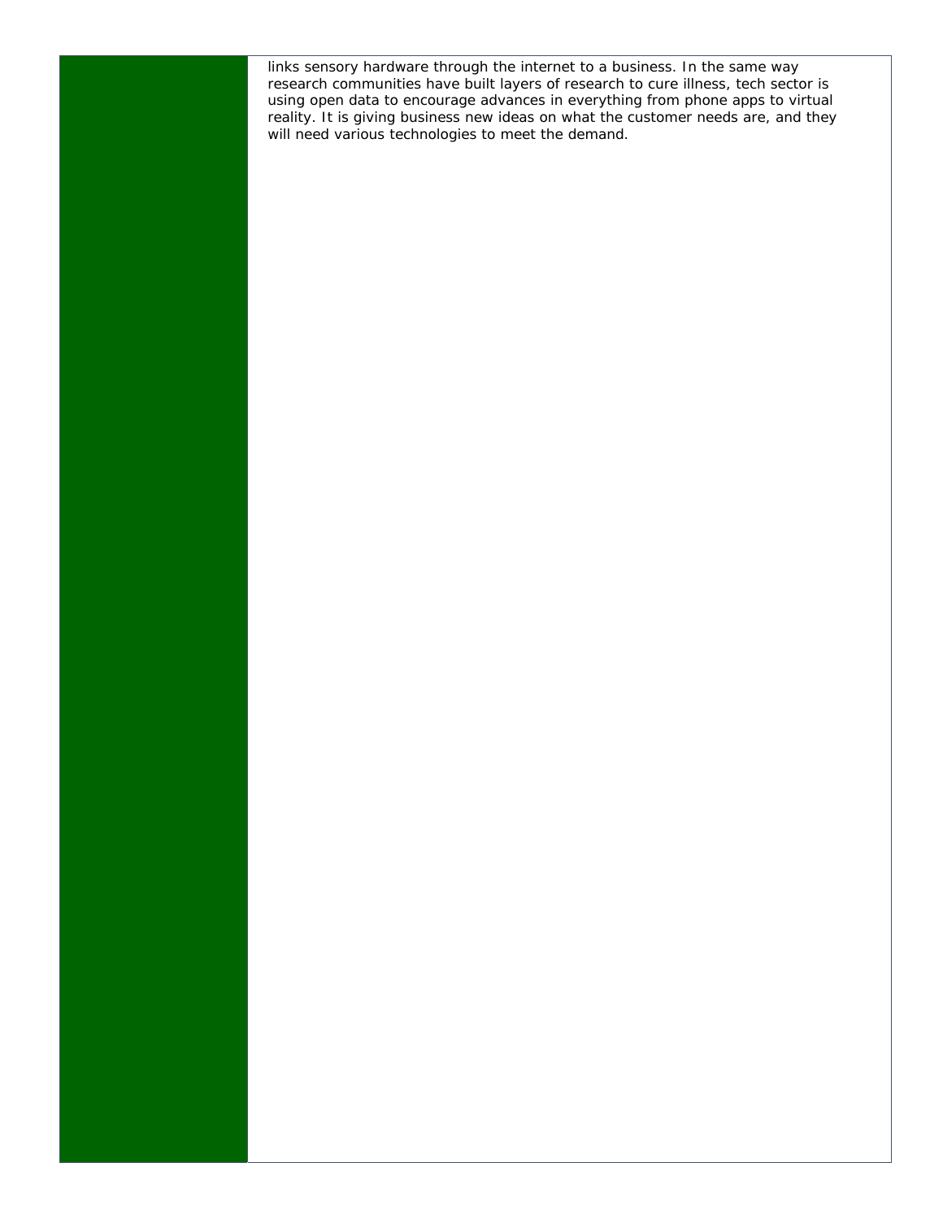links sensory hardware through the internet to a business. In the same way research communities have built layers of research to cure illness, tech sector is using open data to encourage advances in everything from phone apps to virtual reality. It is giving business new ideas on what the customer needs are, and they will need various technologies to meet the demand.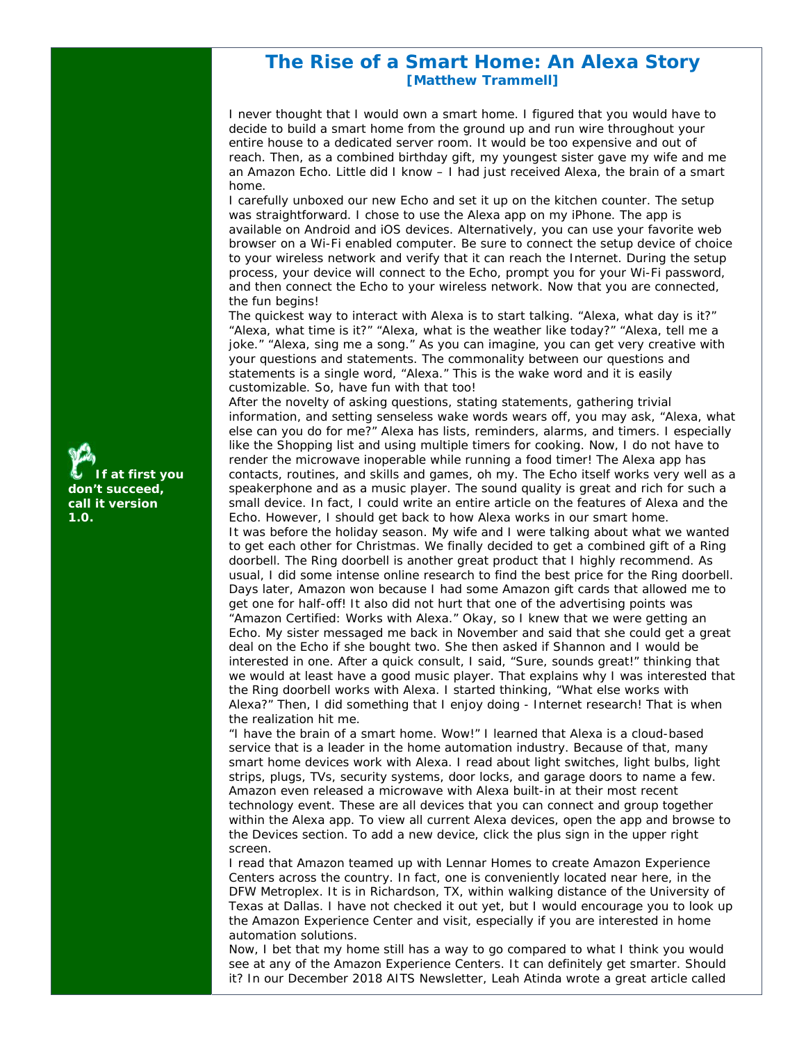# The Rise of a Smart Home: An Alexa Story

**[Matthew Trammell]**

**If at first you don't succeed, call it version 1.0.**

I never thought that I would own a smart home. I figured that you would have to decide to build a smart home from the ground up and run wire throughout your entire house to a dedicated server room. It would be too expensive and out of reach. Then, as a combined birthday gift, my youngest sister gave my wife and me an Amazon Echo. Little did I know – I had just received Alexa, the brain of a smart home.

I carefully unboxed our new Echo and set it up on the kitchen counter. The setup was straightforward. I chose to use the Alexa app on my iPhone. The app is available on Android and iOS devices. Alternatively, you can use your favorite web browser on a Wi-Fi enabled computer. Be sure to connect the setup device of choice to your wireless network and verify that it can reach the Internet. During the setup process, your device will connect to the Echo, prompt you for your Wi-Fi password, and then connect the Echo to your wireless network. Now that you are connected, the fun begins!

The quickest way to interact with Alexa is to start talking. "Alexa, what day is it?" "Alexa, what time is it?" "Alexa, what is the weather like today?" "Alexa, tell me a joke." "Alexa, sing me a song." As you can imagine, you can get very creative with your questions and statements. The commonality between our questions and statements is a single word, "Alexa." This is the wake word and it is easily customizable. So, have fun with that too!

After the novelty of asking questions, stating statements, gathering trivial information, and setting senseless wake words wears off, you may ask, "Alexa, what else can you do for me?" Alexa has lists, reminders, alarms, and timers. I especially like the Shopping list and using multiple timers for cooking. Now, I do not have to render the microwave inoperable while running a food timer! The Alexa app has contacts, routines, and skills and games, oh my. The Echo itself works very well as a speakerphone and as a music player. The sound quality is great and rich for such a small device. In fact, I could write an entire article on the features of Alexa and the Echo. However, I should get back to how Alexa works in our smart home.

It was before the holiday season. My wife and I were talking about what we wanted to get each other for Christmas. We finally decided to get a combined gift of a Ring doorbell. The Ring doorbell is another great product that I highly recommend. As usual, I did some intense online research to find the best price for the Ring doorbell. Days later, Amazon won because I had some Amazon gift cards that allowed me to get one for half-off! It also did not hurt that one of the advertising points was "Amazon Certified: Works with Alexa." Okay, so I knew that we were getting an Echo. My sister messaged me back in November and said that she could get a great deal on the Echo if she bought two. She then asked if Shannon and I would be interested in one. After a quick consult, I said, "Sure, sounds great!" thinking that we would at least have a good music player. That explains why I was interested that the Ring doorbell works with Alexa. I started thinking, "What else works with Alexa?" Then, I did something that I enjoy doing - Internet research! That is when the realization hit me.

"I have the brain of a smart home. Wow!" I learned that Alexa is a cloud-based service that is a leader in the home automation industry. Because of that, many smart home devices work with Alexa. I read about light switches, light bulbs, light strips, plugs, TVs, security systems, door locks, and garage doors to name a few. Amazon even released a microwave with Alexa built-in at their most recent technology event. These are all devices that you can connect and group together within the Alexa app. To view all current Alexa devices, open the app and browse to the Devices section. To add a new device, click the plus sign in the upper right screen.

I read that Amazon teamed up with Lennar Homes to create Amazon Experience Centers across the country. In fact, one is conveniently located near here, in the DFW Metroplex. It is in Richardson, TX, within walking distance of the University of Texas at Dallas. I have not checked it out yet, but I would encourage you to look up the Amazon Experience Center and visit, especially if you are interested in home automation solutions.

Now, I bet that my home still has a way to go compared to what I think you would see at any of the Amazon Experience Centers. It can definitely get smarter. Should it? In our December 2018 AITS Newsletter, Leah Atinda wrote a great article called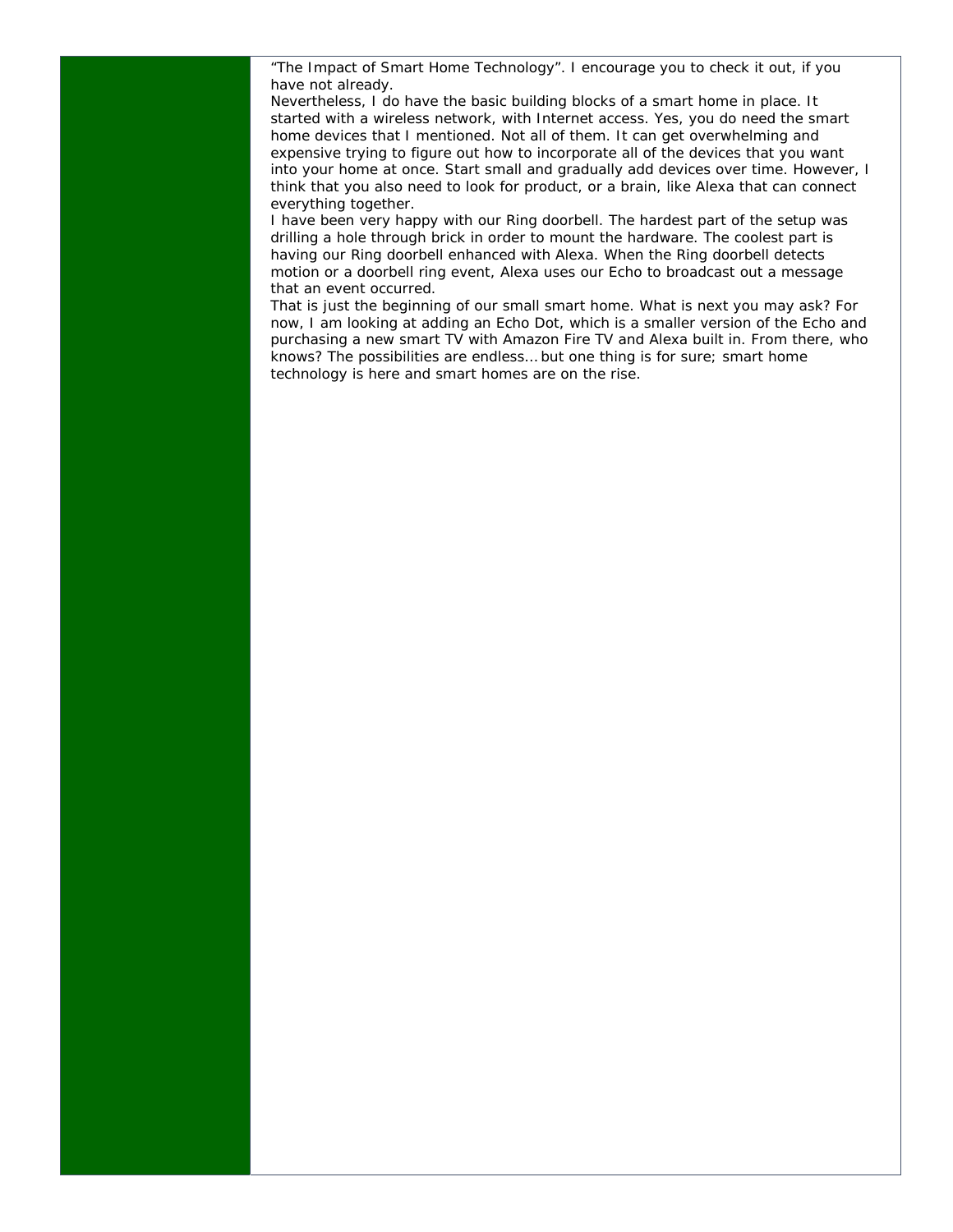"The Impact of Smart Home Technology". I encourage you to check it out, if you have not already.

Nevertheless, I do have the basic building blocks of a smart home in place. It started with a wireless network, with Internet access. Yes, you do need the smart home devices that I mentioned. Not all of them. It can get overwhelming and expensive trying to figure out how to incorporate all of the devices that you want into your home at once. Start small and gradually add devices over time. However, I think that you also need to look for product, or a brain, like Alexa that can connect everything together.

I have been very happy with our Ring doorbell. The hardest part of the setup was drilling a hole through brick in order to mount the hardware. The coolest part is having our Ring doorbell enhanced with Alexa. When the Ring doorbell detects motion or a doorbell ring event, Alexa uses our Echo to broadcast out a message that an event occurred.

That is just the beginning of our small smart home. What is next you may ask? For now, I am looking at adding an Echo Dot, which is a smaller version of the Echo and purchasing a new smart TV with Amazon Fire TV and Alexa built in. From there, who knows? The possibilities are endless… but one thing is for sure; smart home technology is here and smart homes are on the rise.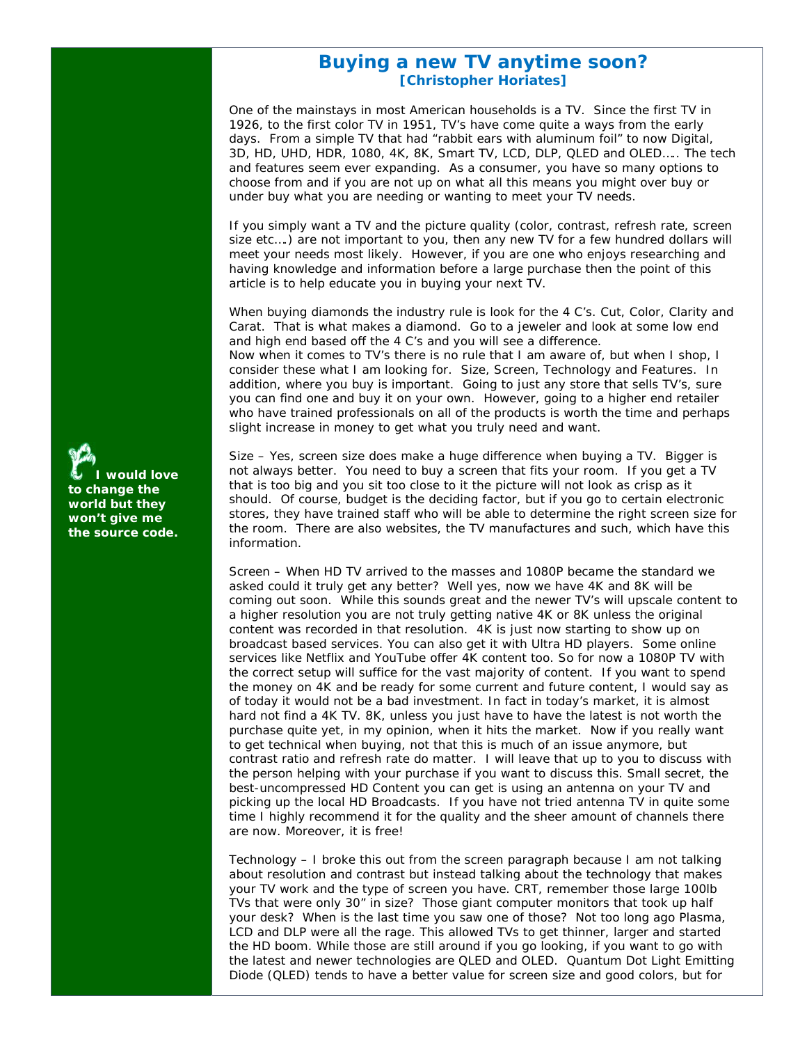## Buying a new TV anytime soon?

**[Christopher Horiates]**

One of the mainstays in most American households is a TV. Since the first TV in 1926, to the first color TV in 1951, TV's have come quite a ways from the early days. From a simple TV that had "rabbit ears with aluminum foil" to now Digital, 3D, HD, UHD, HDR, 1080, 4K, 8K, Smart TV, LCD, DLP, QLED and OLED….. The tech and features seem ever expanding. As a consumer, you have so many options to choose from and if you are not up on what all this means you might over buy or under buy what you are needing or wanting to meet your TV needs.

If you simply want a TV and the picture quality (color, contrast, refresh rate, screen size etc….) are not important to you, then any new TV for a few hundred dollars will meet your needs most likely. However, if you are one who enjoys researching and having knowledge and information before a large purchase then the point of this article is to help educate you in buying your next TV.

When buying diamonds the industry rule is look for the 4 C's. Cut, Color, Clarity and Carat. That is what makes a diamond. Go to a jeweler and look at some low end and high end based off the 4 C's and you will see a difference.
Now when it comes to TV's there is no rule that I am aware of, but when I shop, I consider these what I am looking for. Size, Screen, Technology and Features. In addition, where you buy is important. Going to just any store that sells TV's, sure you can find one and buy it on your own. However, going to a higher end retailer who have trained professionals on all of the products is worth the time and perhaps slight increase in money to get what you truly need and want.

**I would love to change the world but they won't give me the source code.**

Size – Yes, screen size does make a huge difference when buying a TV. Bigger is not always better. You need to buy a screen that fits your room. If you get a TV that is too big and you sit too close to it the picture will not look as crisp as it should. Of course, budget is the deciding factor, but if you go to certain electronic stores, they have trained staff who will be able to determine the right screen size for the room. There are also websites, the TV manufactures and such, which have this information.

Screen – When HD TV arrived to the masses and 1080P became the standard we asked could it truly get any better? Well yes, now we have 4K and 8K will be coming out soon. While this sounds great and the newer TV's will upscale content to a higher resolution you are not truly getting native 4K or 8K unless the original content was recorded in that resolution. 4K is just now starting to show up on broadcast based services. You can also get it with Ultra HD players. Some online services like Netflix and YouTube offer 4K content too. So for now a 1080P TV with the correct setup will suffice for the vast majority of content. If you want to spend the money on 4K and be ready for some current and future content, I would say as of today it would not be a bad investment. In fact in today's market, it is almost hard not find a 4K TV. 8K, unless you just have to have the latest is not worth the purchase quite yet, in my opinion, when it hits the market. Now if you really want to get technical when buying, not that this is much of an issue anymore, but contrast ratio and refresh rate do matter. I will leave that up to you to discuss with the person helping with your purchase if you want to discuss this. Small secret, the best-uncompressed HD Content you can get is using an antenna on your TV and picking up the local HD Broadcasts. If you have not tried antenna TV in quite some time I highly recommend it for the quality and the sheer amount of channels there are now. Moreover, it is free!

Technology – I broke this out from the screen paragraph because I am not talking about resolution and contrast but instead talking about the technology that makes your TV work and the type of screen you have. CRT, remember those large 100lb TVs that were only 30" in size? Those giant computer monitors that took up half your desk? When is the last time you saw one of those? Not too long ago Plasma, LCD and DLP were all the rage. This allowed TVs to get thinner, larger and started the HD boom. While those are still around if you go looking, if you want to go with the latest and newer technologies are QLED and OLED. Quantum Dot Light Emitting Diode (QLED) tends to have a better value for screen size and good colors, but for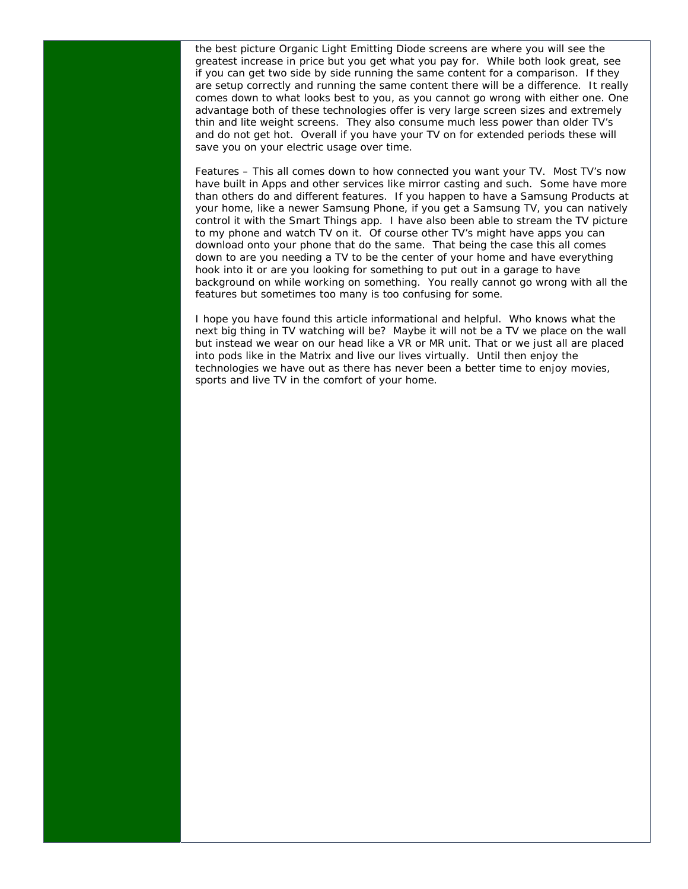the best picture Organic Light Emitting Diode screens are where you will see the greatest increase in price but you get what you pay for. While both look great, see if you can get two side by side running the same content for a comparison. If they are setup correctly and running the same content there will be a difference. It really comes down to what looks best to you, as you cannot go wrong with either one. One advantage both of these technologies offer is very large screen sizes and extremely thin and lite weight screens. They also consume much less power than older TV's and do not get hot. Overall if you have your TV on for extended periods these will save you on your electric usage over time.

Features – This all comes down to how connected you want your TV. Most TV's now have built in Apps and other services like mirror casting and such. Some have more than others do and different features. If you happen to have a Samsung Products at your home, like a newer Samsung Phone, if you get a Samsung TV, you can natively control it with the Smart Things app. I have also been able to stream the TV picture to my phone and watch TV on it. Of course other TV's might have apps you can download onto your phone that do the same. That being the case this all comes down to are you needing a TV to be the center of your home and have everything hook into it or are you looking for something to put out in a garage to have background on while working on something. You really cannot go wrong with all the features but sometimes too many is too confusing for some.

I hope you have found this article informational and helpful. Who knows what the next big thing in TV watching will be? Maybe it will not be a TV we place on the wall but instead we wear on our head like a VR or MR unit. That or we just all are placed into pods like in the Matrix and live our lives virtually. Until then enjoy the technologies we have out as there has never been a better time to enjoy movies, sports and live TV in the comfort of your home.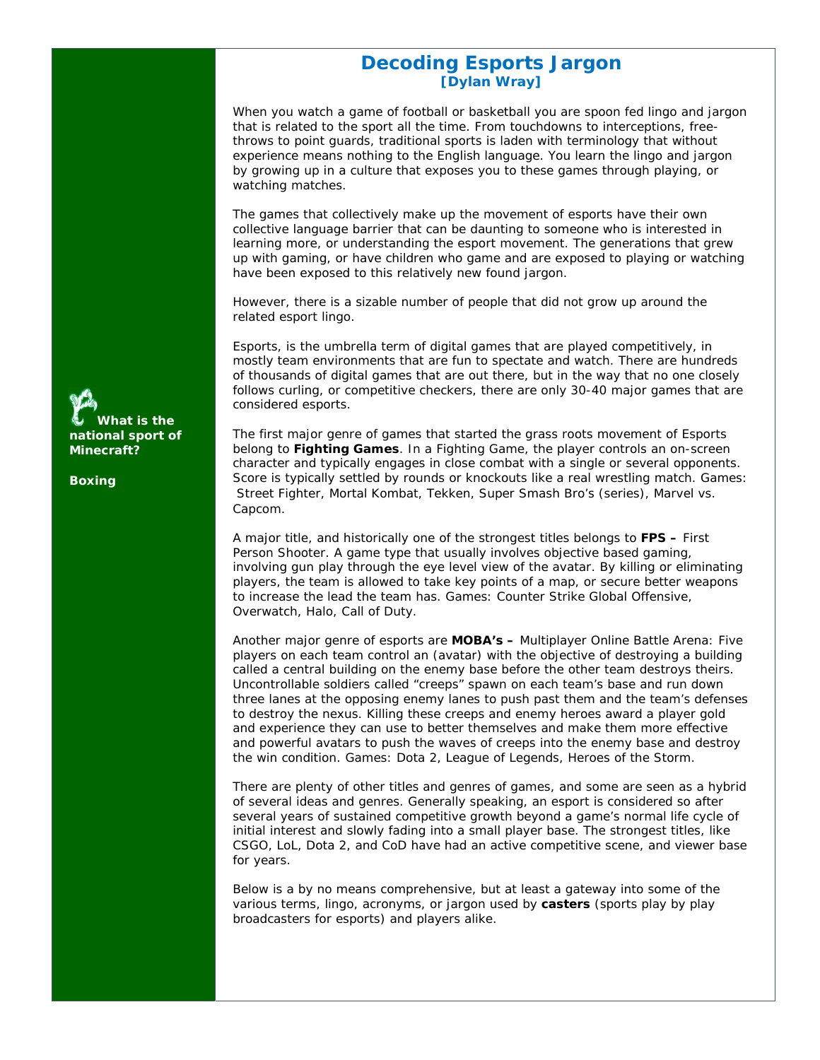# Decoding Esports Jargon

**[Dylan Wray]**

When you watch a game of football or basketball you are spoon fed lingo and jargon that is related to the sport all the time. From touchdowns to interceptions, free-throws to point guards, traditional sports is laden with terminology that without experience means nothing to the English language. You learn the lingo and jargon by growing up in a culture that exposes you to these games through playing, or watching matches.

The games that collectively make up the movement of esports have their own collective language barrier that can be daunting to someone who is interested in learning more, or understanding the esport movement. The generations that grew up with gaming, or have children who game and are exposed to playing or watching have been exposed to this relatively new found jargon.

However, there is a sizable number of people that did not grow up around the related esport lingo.

Esports, is the umbrella term of digital games that are played competitively, in mostly team environments that are fun to spectate and watch. There are hundreds of thousands of digital games that are out there, but in the way that no one closely follows curling, or competitive checkers, there are only 30-40 major games that are considered esports.

**What is the national sport of Minecraft?**

**Boxing**

The first major genre of games that started the grass roots movement of Esports belong to **Fighting Games**. In a Fighting Game, the player controls an on-screen character and typically engages in close combat with a single or several opponents. Score is typically settled by rounds or knockouts like a real wrestling match. Games: Street Fighter, Mortal Kombat, Tekken, Super Smash Bro's (series), Marvel vs. Capcom.

A major title, and historically one of the strongest titles belongs to **FPS –** First Person Shooter. A game type that usually involves objective based gaming, involving gun play through the eye level view of the avatar. By killing or eliminating players, the team is allowed to take key points of a map, or secure better weapons to increase the lead the team has. Games: Counter Strike Global Offensive, Overwatch, Halo, Call of Duty.

Another major genre of esports are **MOBA's –** Multiplayer Online Battle Arena: Five players on each team control an (avatar) with the objective of destroying a building called a central building on the enemy base before the other team destroys theirs. Uncontrollable soldiers called "creeps" spawn on each team's base and run down three lanes at the opposing enemy lanes to push past them and the team's defenses to destroy the nexus. Killing these creeps and enemy heroes award a player gold and experience they can use to better themselves and make them more effective and powerful avatars to push the waves of creeps into the enemy base and destroy the win condition. Games: Dota 2, League of Legends, Heroes of the Storm.

There are plenty of other titles and genres of games, and some are seen as a hybrid of several ideas and genres. Generally speaking, an esport is considered so after several years of sustained competitive growth beyond a game's normal life cycle of initial interest and slowly fading into a small player base. The strongest titles, like CSGO, LoL, Dota 2, and CoD have had an active competitive scene, and viewer base for years.

Below is a by no means comprehensive, but at least a gateway into some of the various terms, lingo, acronyms, or jargon used by **casters** (sports play by play broadcasters for esports) and players alike.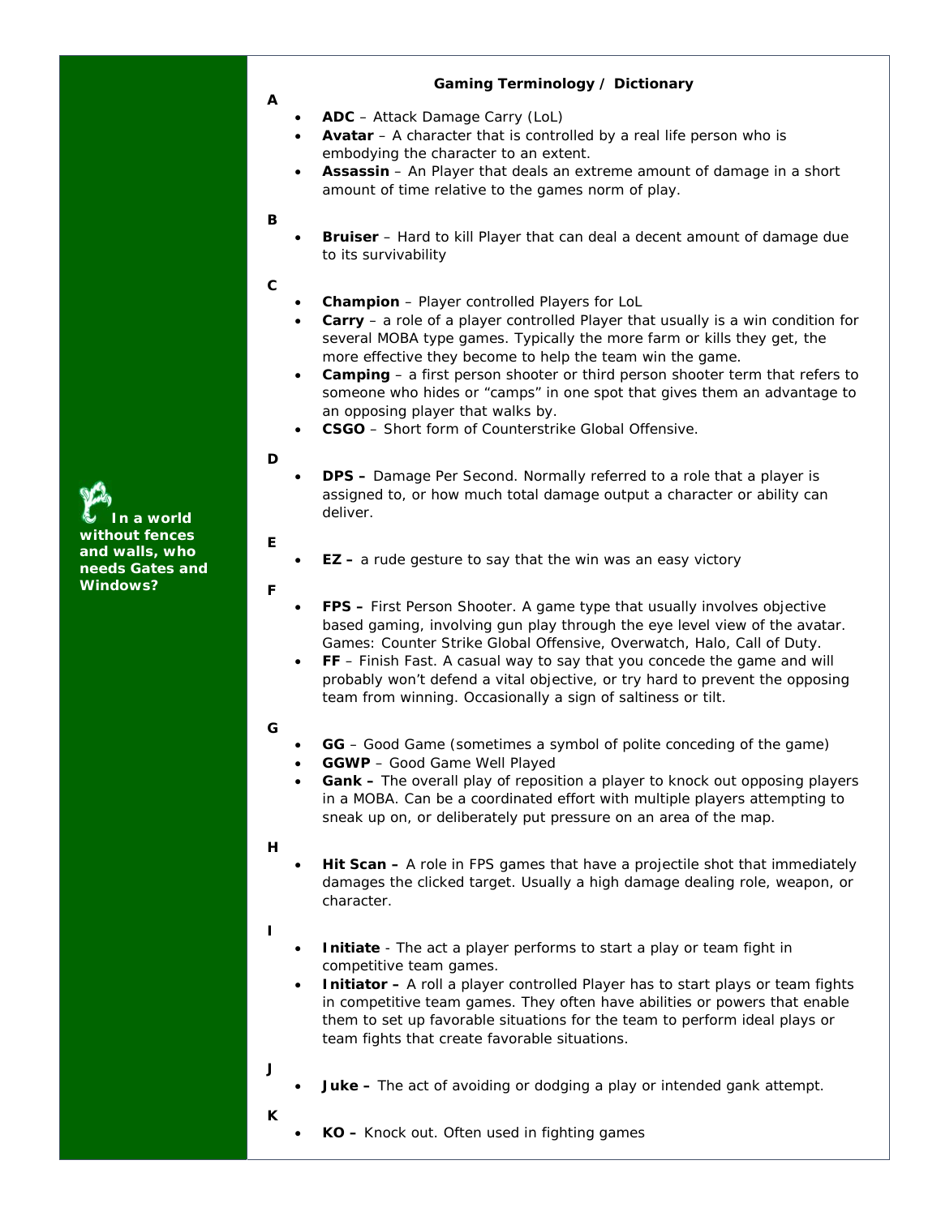## Gaming Terminology / Dictionary

**A**

- **ADC** – Attack Damage Carry (LoL)
- **Avatar** – A character that is controlled by a real life person who is embodying the character to an extent.
- **Assassin** – An Player that deals an extreme amount of damage in a short amount of time relative to the games norm of play.

**B**

- **Bruiser** – Hard to kill Player that can deal a decent amount of damage due to its survivability

**C**

- **Champion** – Player controlled Players for LoL
- **Carry** – a role of a player controlled Player that usually is a win condition for several MOBA type games. Typically the more farm or kills they get, the more effective they become to help the team win the game.
- **Camping** – a first person shooter or third person shooter term that refers to someone who hides or "camps" in one spot that gives them an advantage to an opposing player that walks by.
- **CSGO** – Short form of Counterstrike Global Offensive.

**D**

- **DPS –** Damage Per Second. Normally referred to a role that a player is assigned to, or how much total damage output a character or ability can deliver.

**E**

- **EZ –** a rude gesture to say that the win was an easy victory

**F**

- **FPS –** First Person Shooter. A game type that usually involves objective based gaming, involving gun play through the eye level view of the avatar. Games: Counter Strike Global Offensive, Overwatch, Halo, Call of Duty.
- **FF** – Finish Fast. A casual way to say that you concede the game and will probably won't defend a vital objective, or try hard to prevent the opposing team from winning. Occasionally a sign of saltiness or tilt.

**G**

- **GG** – Good Game (sometimes a symbol of polite conceding of the game)
- **GGWP** – Good Game Well Played
- **Gank –** The overall play of reposition a player to knock out opposing players in a MOBA. Can be a coordinated effort with multiple players attempting to sneak up on, or deliberately put pressure on an area of the map.

**H**

- **Hit Scan –** A role in FPS games that have a projectile shot that immediately damages the clicked target. Usually a high damage dealing role, weapon, or character.

**I**

- **Initiate** - The act a player performs to start a play or team fight in competitive team games.
- **Initiator –** A roll a player controlled Player has to start plays or team fights in competitive team games. They often have abilities or powers that enable them to set up favorable situations for the team to perform ideal plays or team fights that create favorable situations.

**J**

- **Juke –** The act of avoiding or dodging a play or intended gank attempt.

**K**

- **KO –** Knock out. Often used in fighting games

**In a world without fences and walls, who needs Gates and Windows?**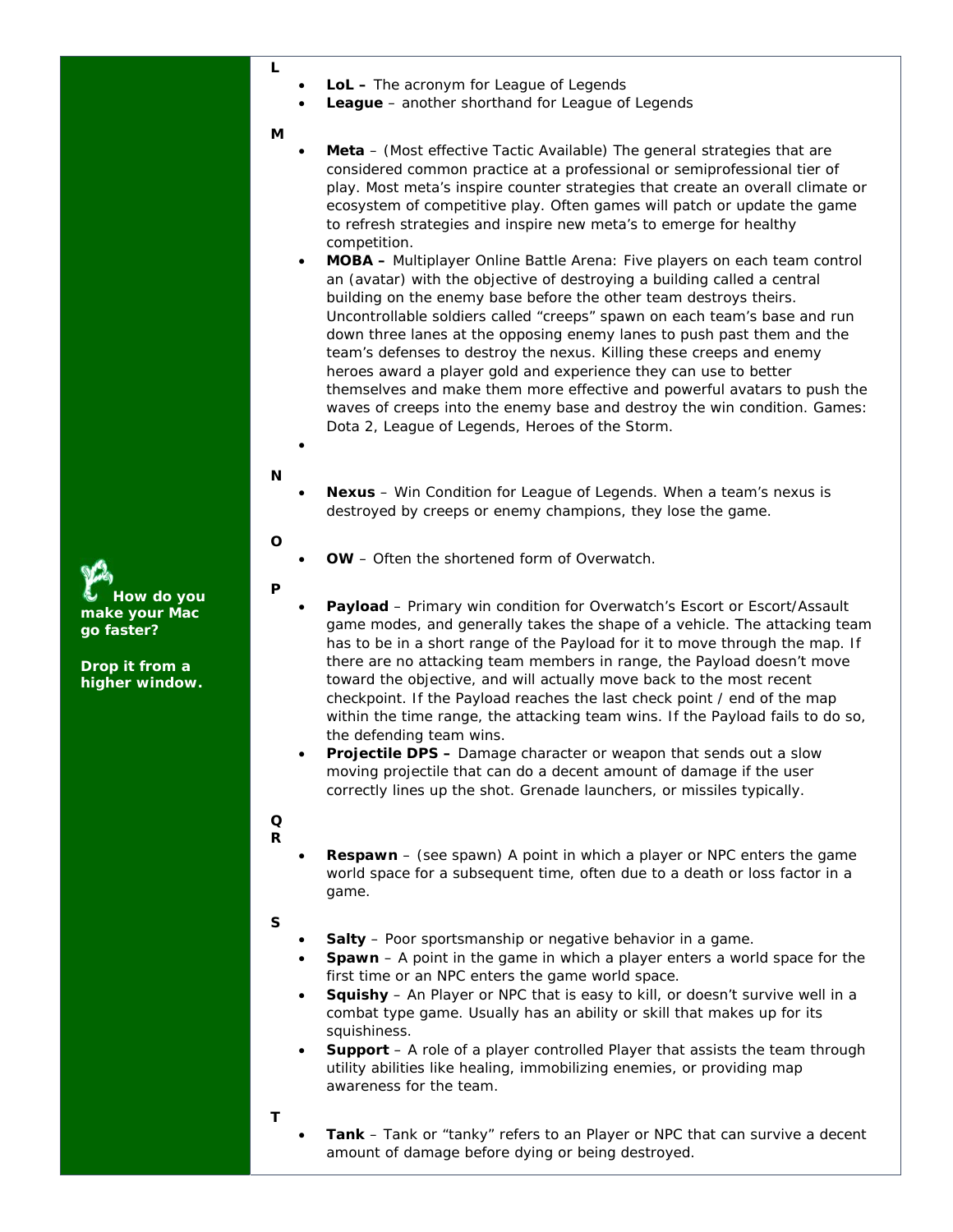**L**

- **LoL –** The acronym for League of Legends
- **League** – another shorthand for League of Legends

**M**

- **Meta** – (Most effective Tactic Available) The general strategies that are considered common practice at a professional or semiprofessional tier of play. Most meta's inspire counter strategies that create an overall climate or ecosystem of competitive play. Often games will patch or update the game to refresh strategies and inspire new meta's to emerge for healthy competition.
- **MOBA –** Multiplayer Online Battle Arena: Five players on each team control an (avatar) with the objective of destroying a building called a central building on the enemy base before the other team destroys theirs. Uncontrollable soldiers called "creeps" spawn on each team's base and run down three lanes at the opposing enemy lanes to push past them and the team's defenses to destroy the nexus. Killing these creeps and enemy heroes award a player gold and experience they can use to better themselves and make them more effective and powerful avatars to push the waves of creeps into the enemy base and destroy the win condition. Games: Dota 2, League of Legends, Heroes of the Storm.
-

**N**

- **Nexus** – Win Condition for League of Legends. When a team's nexus is destroyed by creeps or enemy champions, they lose the game.

**O**

- **OW** – Often the shortened form of Overwatch.

**How do you make your Mac go faster?**

**Drop it from a higher window.**

**P**

- **Payload** – Primary win condition for Overwatch's Escort or Escort/Assault game modes, and generally takes the shape of a vehicle. The attacking team has to be in a short range of the Payload for it to move through the map. If there are no attacking team members in range, the Payload doesn't move toward the objective, and will actually move back to the most recent checkpoint. If the Payload reaches the last check point / end of the map within the time range, the attacking team wins. If the Payload fails to do so, the defending team wins.
- **Projectile DPS –** Damage character or weapon that sends out a slow moving projectile that can do a decent amount of damage if the user correctly lines up the shot. Grenade launchers, or missiles typically.

**Q**

**R**

- **Respawn** – (see spawn) A point in which a player or NPC enters the game world space for a subsequent time, often due to a death or loss factor in a game.

**S**

- **Salty** – Poor sportsmanship or negative behavior in a game.
- **Spawn** – A point in the game in which a player enters a world space for the first time or an NPC enters the game world space.
- **Squishy** – An Player or NPC that is easy to kill, or doesn't survive well in a combat type game. Usually has an ability or skill that makes up for its squishiness.
- **Support** – A role of a player controlled Player that assists the team through utility abilities like healing, immobilizing enemies, or providing map awareness for the team.

**T**

- **Tank** – Tank or "tanky" refers to an Player or NPC that can survive a decent amount of damage before dying or being destroyed.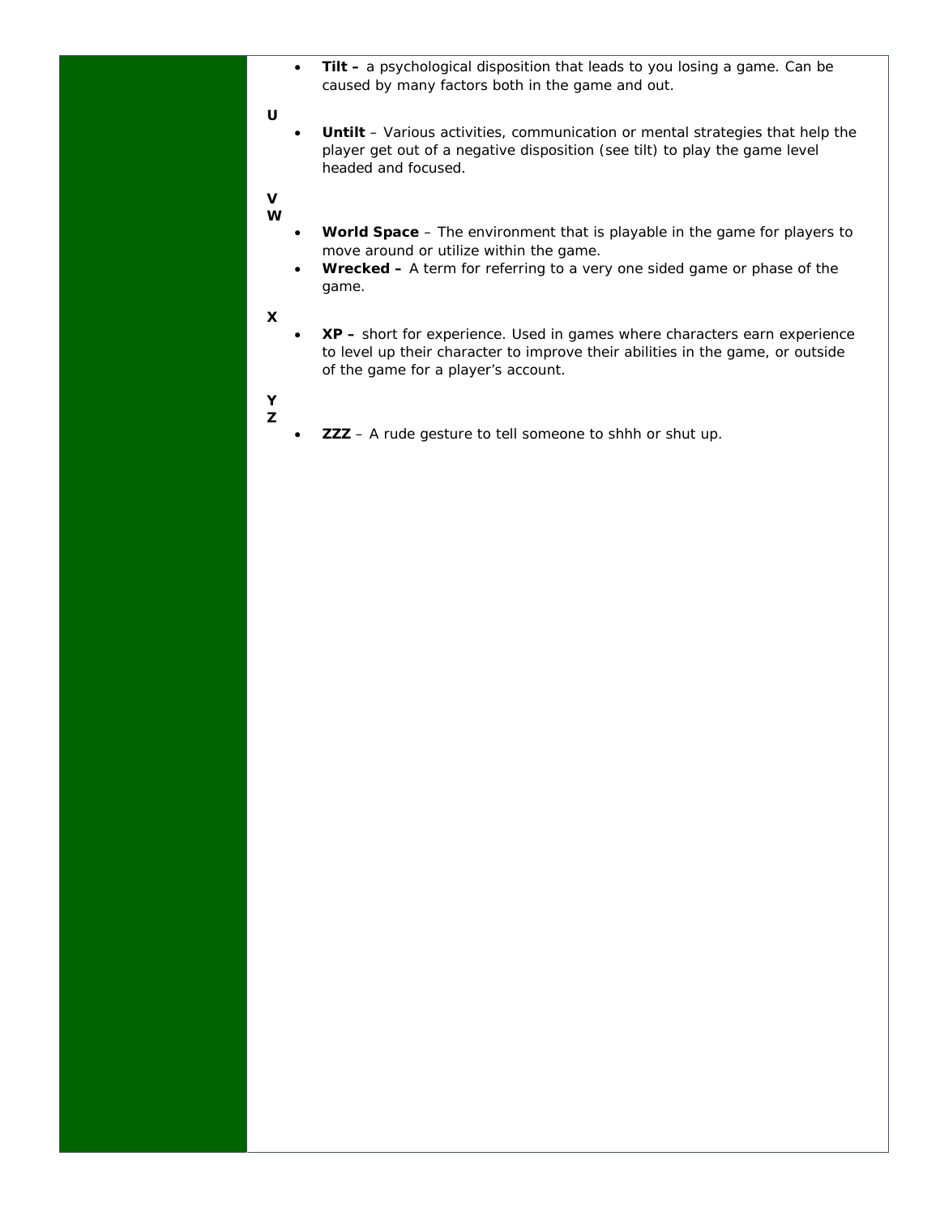- **Tilt –** a psychological disposition that leads to you losing a game. Can be caused by many factors both in the game and out.

**U**

- **Untilt** – Various activities, communication or mental strategies that help the player get out of a negative disposition (see tilt) to play the game level headed and focused.

**V**

**W**

- **World Space** – The environment that is playable in the game for players to move around or utilize within the game.
- **Wrecked –** A term for referring to a very one sided game or phase of the game.

**X**

- **XP –** short for experience. Used in games where characters earn experience to level up their character to improve their abilities in the game, or outside of the game for a player's account.

**Y**

**Z**

- **ZZZ** – A rude gesture to tell someone to shhh or shut up.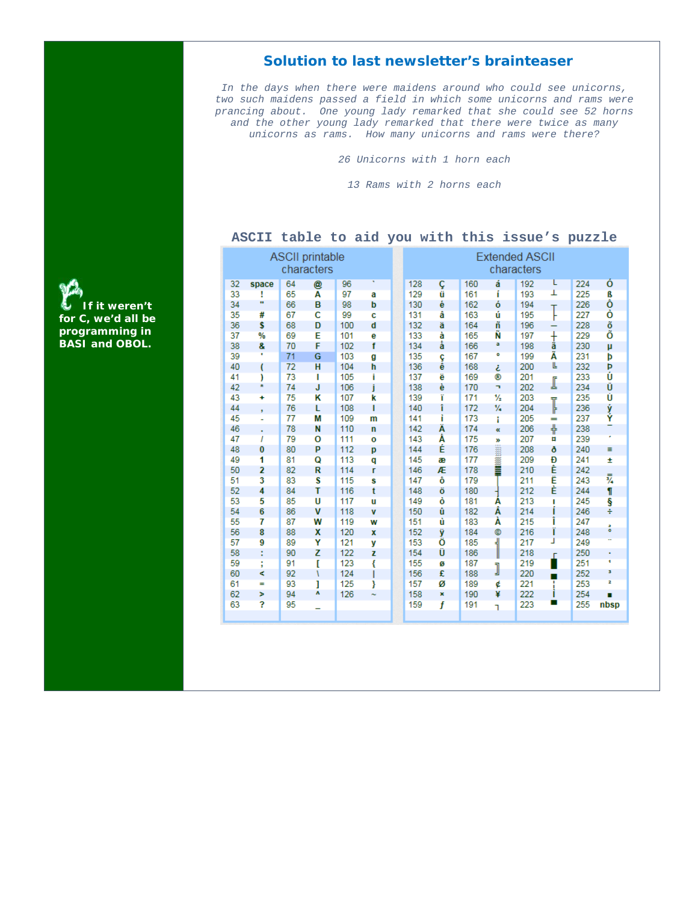## Solution to last newsletter's brainteaser

*In the days when there were maidens around who could see unicorns, two such maidens passed a field in which some unicorns and rams were prancing about. One young lady remarked that she could see 52 horns and the other young lady remarked that there were twice as many unicorns as rams. How many unicorns and rams were there?*

*26 Unicorns with 1 horn each*

*13 Rams with 2 horns each*

**If it weren't for C, we'd all be programming in BASI and OBOL.**

## ASCII table to aid you with this issue's puzzle

| ASCII printable characters | | | | | | Extended ASCII characters | | | | | | | |
|---|---|---|---|---|---|---|---|---|---|---|---|---|---|
| 32 | space | 64 | @ | 96 | ` | 128 | Ç | 160 | á | 192 | └ | 224 | Ó |
| 33 | ! | 65 | A | 97 | a | 129 | ü | 161 | í | 193 | ┴ | 225 | ß |
| 34 | " | 66 | B | 98 | b | 130 | é | 162 | ó | 194 | ┬ | 226 | Ô |
| 35 | # | 67 | C | 99 | c | 131 | â | 163 | ú | 195 | ├ | 227 | Ò |
| 36 | $ | 68 | D | 100 | d | 132 | ä | 164 | ñ | 196 | ─ | 228 | õ |
| 37 | % | 69 | E | 101 | e | 133 | à | 165 | Ñ | 197 | ┼ | 229 | Õ |
| 38 | & | 70 | F | 102 | f | 134 | å | 166 | ª | 198 | ã | 230 | µ |
| 39 | ' | 71 | G | 103 | g | 135 | ç | 167 | º | 199 | Ã | 231 | þ |
| 40 | ( | 72 | H | 104 | h | 136 | ê | 168 | ¿ | 200 | ╚ | 232 | Þ |
| 41 | ) | 73 | I | 105 | i | 137 | ë | 169 | ® | 201 | ╔ | 233 | Ú |
| 42 | * | 74 | J | 106 | j | 138 | è | 170 | ¬ | 202 | ╩ | 234 | Û |
| 43 | + | 75 | K | 107 | k | 139 | ï | 171 | ½ | 203 | ╦ | 235 | Ù |
| 44 | , | 76 | L | 108 | l | 140 | î | 172 | ¼ | 204 | ╠ | 236 | ý |
| 45 | - | 77 | M | 109 | m | 141 | ì | 173 | ¡ | 205 | ═ | 237 | Ý |
| 46 | . | 78 | N | 110 | n | 142 | Ä | 174 | « | 206 | ╬ | 238 | ¯ |
| 47 | / | 79 | O | 111 | o | 143 | Å | 175 | » | 207 | ¤ | 239 | ´ |
| 48 | 0 | 80 | P | 112 | p | 144 | É | 176 | ░ | 208 | ð | 240 | ≡ |
| 49 | 1 | 81 | Q | 113 | q | 145 | æ | 177 | ▒ | 209 | Ð | 241 | ± |
| 50 | 2 | 82 | R | 114 | r | 146 | Æ | 178 | ▓ | 210 | Ê | 242 | ‗ |
| 51 | 3 | 83 | S | 115 | s | 147 | ô | 179 | │ | 211 | Ë | 243 | ¾ |
| 52 | 4 | 84 | T | 116 | t | 148 | ö | 180 | ┤ | 212 | È | 244 | ¶ |
| 53 | 5 | 85 | U | 117 | u | 149 | ò | 181 | Á | 213 | ı | 245 | § |
| 54 | 6 | 86 | V | 118 | v | 150 | û | 182 | Â | 214 | Í | 246 | ÷ |
| 55 | 7 | 87 | W | 119 | w | 151 | ù | 183 | À | 215 | Î | 247 | ¸ |
| 56 | 8 | 88 | X | 120 | x | 152 | ÿ | 184 | © | 216 | Ï | 248 | ° |
| 57 | 9 | 89 | Y | 121 | y | 153 | Ö | 185 | ╣ | 217 | ┘ | 249 | ¨ |
| 58 | : | 90 | Z | 122 | z | 154 | Ü | 186 | ║ | 218 | ┌ | 250 | · |
| 59 | ; | 91 | [ | 123 | { | 155 | ø | 187 | ╗ | 219 | █ | 251 | ¹ |
| 60 | < | 92 | \ | 124 | \| | 156 | £ | 188 | ╝ | 220 | ▄ | 252 | ³ |
| 61 | = | 93 | ] | 125 | } | 157 | Ø | 189 | ¢ | 221 | ¦ | 253 | ² |
| 62 | > | 94 | ^ | 126 | ~ | 158 | × | 190 | ¥ | 222 | Ì | 254 | ■ |
| 63 | ? | 95 | _ | | | 159 | ƒ | 191 | ┐ | 223 | ▀ | 255 | nbsp |